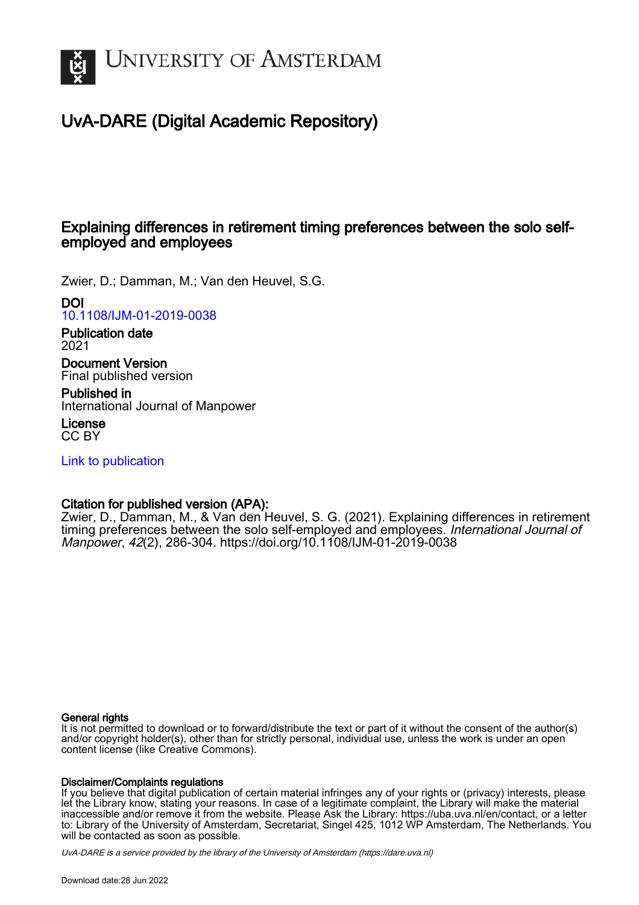# University of Amsterdam

## UvA-DARE (Digital Academic Repository)

### Explaining differences in retirement timing preferences between the solo self-employed and employees

Zwier, D.; Damman, M.; Van den Heuvel, S.G.

**DOI**
10.1108/IJM-01-2019-0038

**Publication date**
2021

**Document Version**
Final published version

**Published in**
International Journal of Manpower

**License**
CC BY

Link to publication

**Citation for published version (APA):**
Zwier, D., Damman, M., & Van den Heuvel, S. G. (2021). Explaining differences in retirement timing preferences between the solo self-employed and employees. *International Journal of Manpower*, *42*(2), 286-304. https://doi.org/10.1108/IJM-01-2019-0038

**General rights**
It is not permitted to download or to forward/distribute the text or part of it without the consent of the author(s) and/or copyright holder(s), other than for strictly personal, individual use, unless the work is under an open content license (like Creative Commons).

**Disclaimer/Complaints regulations**
If you believe that digital publication of certain material infringes any of your rights or (privacy) interests, please let the Library know, stating your reasons. In case of a legitimate complaint, the Library will make the material inaccessible and/or remove it from the website. Please Ask the Library: https://uba.uva.nl/en/contact, or a letter to: Library of the University of Amsterdam, Secretariat, Singel 425, 1012 WP Amsterdam, The Netherlands. You will be contacted as soon as possible.

*UvA-DARE is a service provided by the library of the University of Amsterdam (https://dare.uva.nl)*

Download date:28 Jun 2022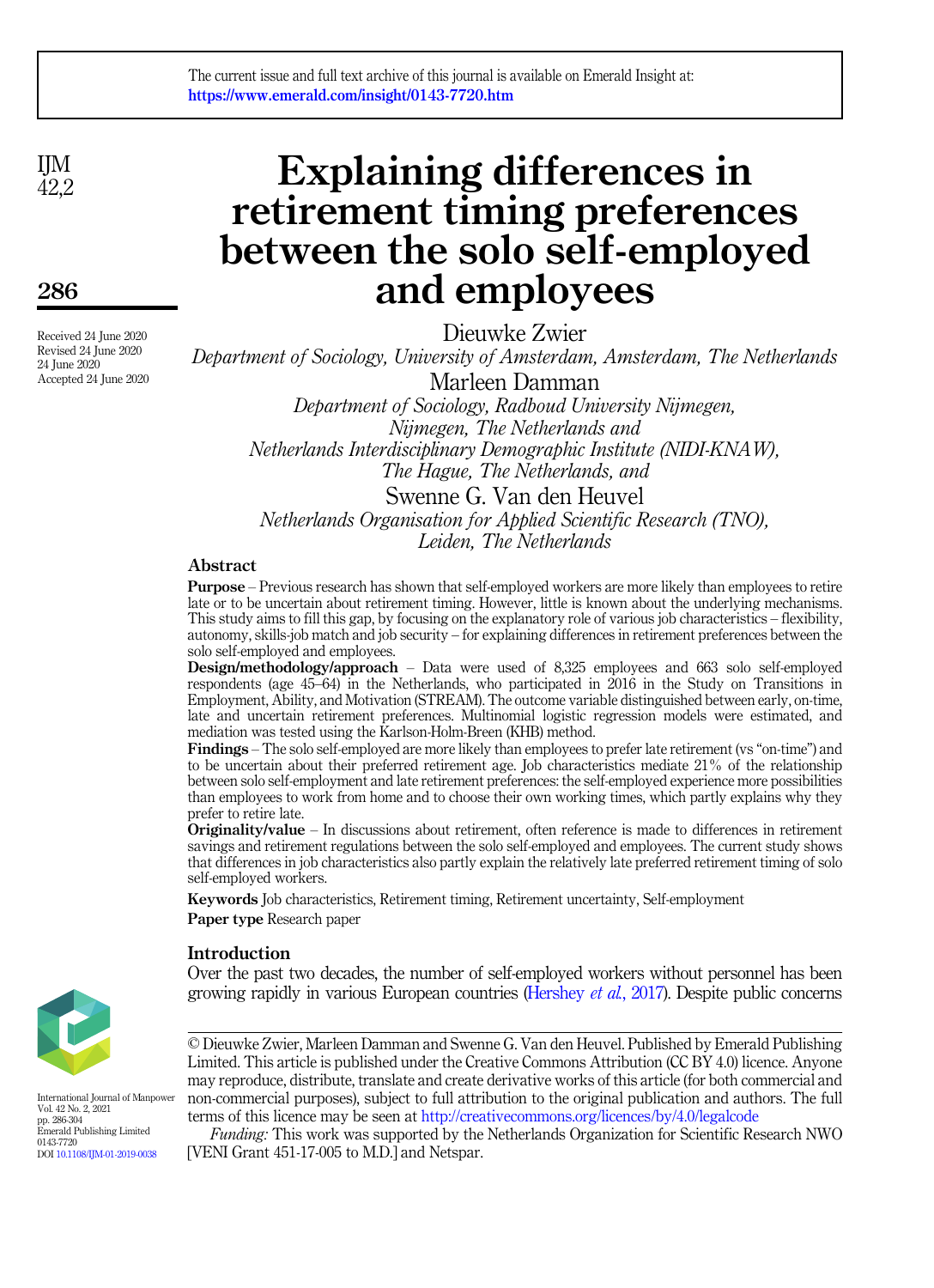# Explaining differences in retirement timing preferences between the solo self-employed and employees

Dieuwke Zwier

*Department of Sociology, University of Amsterdam, Amsterdam, The Netherlands*

Marleen Damman

*Department of Sociology, Radboud University Nijmegen, Nijmegen, The Netherlands and Netherlands Interdisciplinary Demographic Institute (NIDI-KNAW), The Hague, The Netherlands, and*

Swenne G. Van den Heuvel

*Netherlands Organisation for Applied Scientific Research (TNO), Leiden, The Netherlands*

Received 24 June 2020
Revised 24 June 2020
24 June 2020
Accepted 24 June 2020

## Abstract

**Purpose** – Previous research has shown that self-employed workers are more likely than employees to retire late or to be uncertain about retirement timing. However, little is known about the underlying mechanisms. This study aims to fill this gap, by focusing on the explanatory role of various job characteristics – flexibility, autonomy, skills-job match and job security – for explaining differences in retirement preferences between the solo self-employed and employees.

**Design/methodology/approach** – Data were used of 8,325 employees and 663 solo self-employed respondents (age 45–64) in the Netherlands, who participated in 2016 in the Study on Transitions in Employment, Ability, and Motivation (STREAM). The outcome variable distinguished between early, on-time, late and uncertain retirement preferences. Multinomial logistic regression models were estimated, and mediation was tested using the Karlson-Holm-Breen (KHB) method.

**Findings** – The solo self-employed are more likely than employees to prefer late retirement (vs "on-time") and to be uncertain about their preferred retirement age. Job characteristics mediate 21% of the relationship between solo self-employment and late retirement preferences: the self-employed experience more possibilities than employees to work from home and to choose their own working times, which partly explains why they prefer to retire late.

**Originality/value** – In discussions about retirement, often reference is made to differences in retirement savings and retirement regulations between the solo self-employed and employees. The current study shows that differences in job characteristics also partly explain the relatively late preferred retirement timing of solo self-employed workers.

**Keywords** Job characteristics, Retirement timing, Retirement uncertainty, Self-employment

**Paper type** Research paper

## Introduction

Over the past two decades, the number of self-employed workers without personnel has been growing rapidly in various European countries (Hershey *et al.*, 2017). Despite public concerns

© Dieuwke Zwier, Marleen Damman and Swenne G. Van den Heuvel. Published by Emerald Publishing Limited. This article is published under the Creative Commons Attribution (CC BY 4.0) licence. Anyone may reproduce, distribute, translate and create derivative works of this article (for both commercial and non-commercial purposes), subject to full attribution to the original publication and authors. The full terms of this licence may be seen at http://creativecommons.org/licences/by/4.0/legalcode

*Funding:* This work was supported by the Netherlands Organization for Scientific Research NWO [VENI Grant 451-17-005 to M.D.] and Netspar.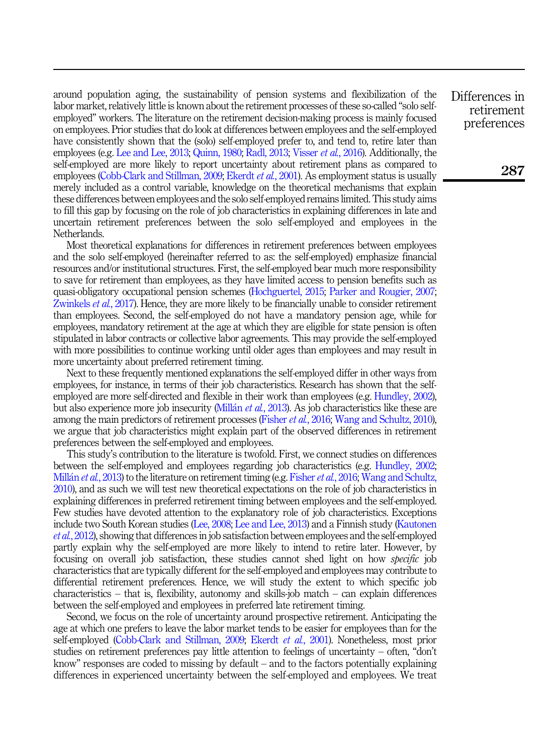around population aging, the sustainability of pension systems and flexibilization of the labor market, relatively little is known about the retirement processes of these so-called "solo self-employed" workers. The literature on the retirement decision-making process is mainly focused on employees. Prior studies that do look at differences between employees and the self-employed have consistently shown that the (solo) self-employed prefer to, and tend to, retire later than employees (e.g. Lee and Lee, 2013; Quinn, 1980; Radl, 2013; Visser *et al.*, 2016). Additionally, the self-employed are more likely to report uncertainty about retirement plans as compared to employees (Cobb-Clark and Stillman, 2009; Ekerdt *et al.*, 2001). As employment status is usually merely included as a control variable, knowledge on the theoretical mechanisms that explain these differences between employees and the solo self-employed remains limited. This study aims to fill this gap by focusing on the role of job characteristics in explaining differences in late and uncertain retirement preferences between the solo self-employed and employees in the Netherlands.

Most theoretical explanations for differences in retirement preferences between employees and the solo self-employed (hereinafter referred to as: the self-employed) emphasize financial resources and/or institutional structures. First, the self-employed bear much more responsibility to save for retirement than employees, as they have limited access to pension benefits such as quasi-obligatory occupational pension schemes (Hochguertel, 2015; Parker and Rougier, 2007; Zwinkels *et al.*, 2017). Hence, they are more likely to be financially unable to consider retirement than employees. Second, the self-employed do not have a mandatory pension age, while for employees, mandatory retirement at the age at which they are eligible for state pension is often stipulated in labor contracts or collective labor agreements. This may provide the self-employed with more possibilities to continue working until older ages than employees and may result in more uncertainty about preferred retirement timing.

Next to these frequently mentioned explanations the self-employed differ in other ways from employees, for instance, in terms of their job characteristics. Research has shown that the self-employed are more self-directed and flexible in their work than employees (e.g. Hundley, 2002), but also experience more job insecurity (Millán *et al.*, 2013). As job characteristics like these are among the main predictors of retirement processes (Fisher *et al.*, 2016; Wang and Schultz, 2010), we argue that job characteristics might explain part of the observed differences in retirement preferences between the self-employed and employees.

This study's contribution to the literature is twofold. First, we connect studies on differences between the self-employed and employees regarding job characteristics (e.g. Hundley, 2002; Millán *et al.*, 2013) to the literature on retirement timing (e.g. Fisher *et al.*, 2016; Wang and Schultz, 2010), and as such we will test new theoretical expectations on the role of job characteristics in explaining differences in preferred retirement timing between employees and the self-employed. Few studies have devoted attention to the explanatory role of job characteristics. Exceptions include two South Korean studies (Lee, 2008; Lee and Lee, 2013) and a Finnish study (Kautonen *et al.*, 2012), showing that differences in job satisfaction between employees and the self-employed partly explain why the self-employed are more likely to intend to retire later. However, by focusing on overall job satisfaction, these studies cannot shed light on how *specific* job characteristics that are typically different for the self-employed and employees may contribute to differential retirement preferences. Hence, we will study the extent to which specific job characteristics – that is, flexibility, autonomy and skills-job match – can explain differences between the self-employed and employees in preferred late retirement timing.

Second, we focus on the role of uncertainty around prospective retirement. Anticipating the age at which one prefers to leave the labor market tends to be easier for employees than for the self-employed (Cobb-Clark and Stillman, 2009; Ekerdt *et al.*, 2001). Nonetheless, most prior studies on retirement preferences pay little attention to feelings of uncertainty – often, "don't know" responses are coded to missing by default – and to the factors potentially explaining differences in experienced uncertainty between the self-employed and employees. We treat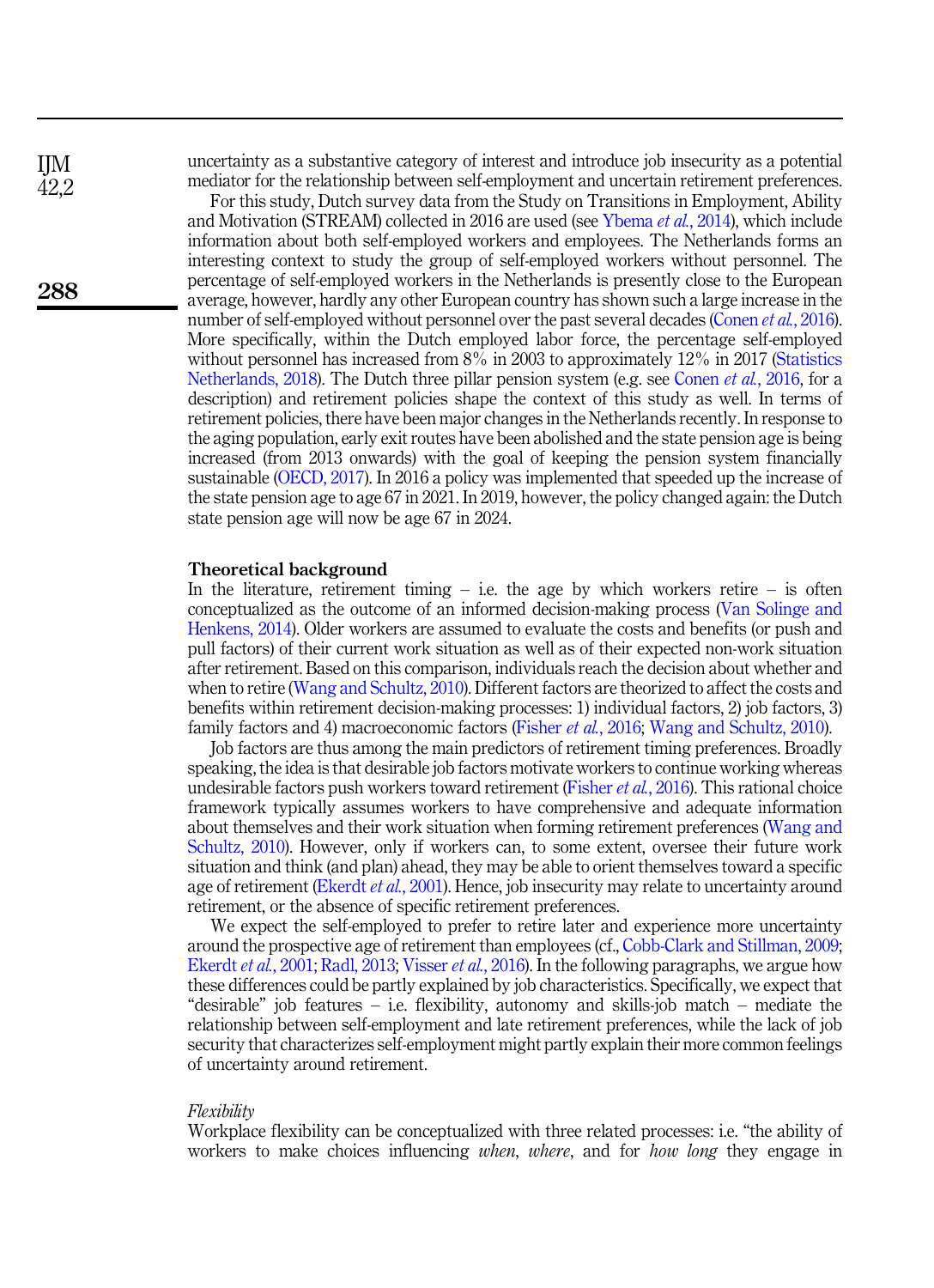uncertainty as a substantive category of interest and introduce job insecurity as a potential mediator for the relationship between self-employment and uncertain retirement preferences.

For this study, Dutch survey data from the Study on Transitions in Employment, Ability and Motivation (STREAM) collected in 2016 are used (see Ybema *et al.*, 2014), which include information about both self-employed workers and employees. The Netherlands forms an interesting context to study the group of self-employed workers without personnel. The percentage of self-employed workers in the Netherlands is presently close to the European average, however, hardly any other European country has shown such a large increase in the number of self-employed without personnel over the past several decades (Conen *et al.*, 2016). More specifically, within the Dutch employed labor force, the percentage self-employed without personnel has increased from 8% in 2003 to approximately 12% in 2017 (Statistics Netherlands, 2018). The Dutch three pillar pension system (e.g. see Conen *et al.*, 2016, for a description) and retirement policies shape the context of this study as well. In terms of retirement policies, there have been major changes in the Netherlands recently. In response to the aging population, early exit routes have been abolished and the state pension age is being increased (from 2013 onwards) with the goal of keeping the pension system financially sustainable (OECD, 2017). In 2016 a policy was implemented that speeded up the increase of the state pension age to age 67 in 2021. In 2019, however, the policy changed again: the Dutch state pension age will now be age 67 in 2024.

## Theoretical background

In the literature, retirement timing – i.e. the age by which workers retire – is often conceptualized as the outcome of an informed decision-making process (Van Solinge and Henkens, 2014). Older workers are assumed to evaluate the costs and benefits (or push and pull factors) of their current work situation as well as of their expected non-work situation after retirement. Based on this comparison, individuals reach the decision about whether and when to retire (Wang and Schultz, 2010). Different factors are theorized to affect the costs and benefits within retirement decision-making processes: 1) individual factors, 2) job factors, 3) family factors and 4) macroeconomic factors (Fisher *et al.*, 2016; Wang and Schultz, 2010).

Job factors are thus among the main predictors of retirement timing preferences. Broadly speaking, the idea is that desirable job factors motivate workers to continue working whereas undesirable factors push workers toward retirement (Fisher *et al.*, 2016). This rational choice framework typically assumes workers to have comprehensive and adequate information about themselves and their work situation when forming retirement preferences (Wang and Schultz, 2010). However, only if workers can, to some extent, oversee their future work situation and think (and plan) ahead, they may be able to orient themselves toward a specific age of retirement (Ekerdt *et al.*, 2001). Hence, job insecurity may relate to uncertainty around retirement, or the absence of specific retirement preferences.

We expect the self-employed to prefer to retire later and experience more uncertainty around the prospective age of retirement than employees (cf., Cobb-Clark and Stillman, 2009; Ekerdt *et al.*, 2001; Radl, 2013; Visser *et al.*, 2016). In the following paragraphs, we argue how these differences could be partly explained by job characteristics. Specifically, we expect that "desirable" job features – i.e. flexibility, autonomy and skills-job match – mediate the relationship between self-employment and late retirement preferences, while the lack of job security that characterizes self-employment might partly explain their more common feelings of uncertainty around retirement.

### *Flexibility*

Workplace flexibility can be conceptualized with three related processes: i.e. "the ability of workers to make choices influencing *when*, *where*, and for *how long* they engage in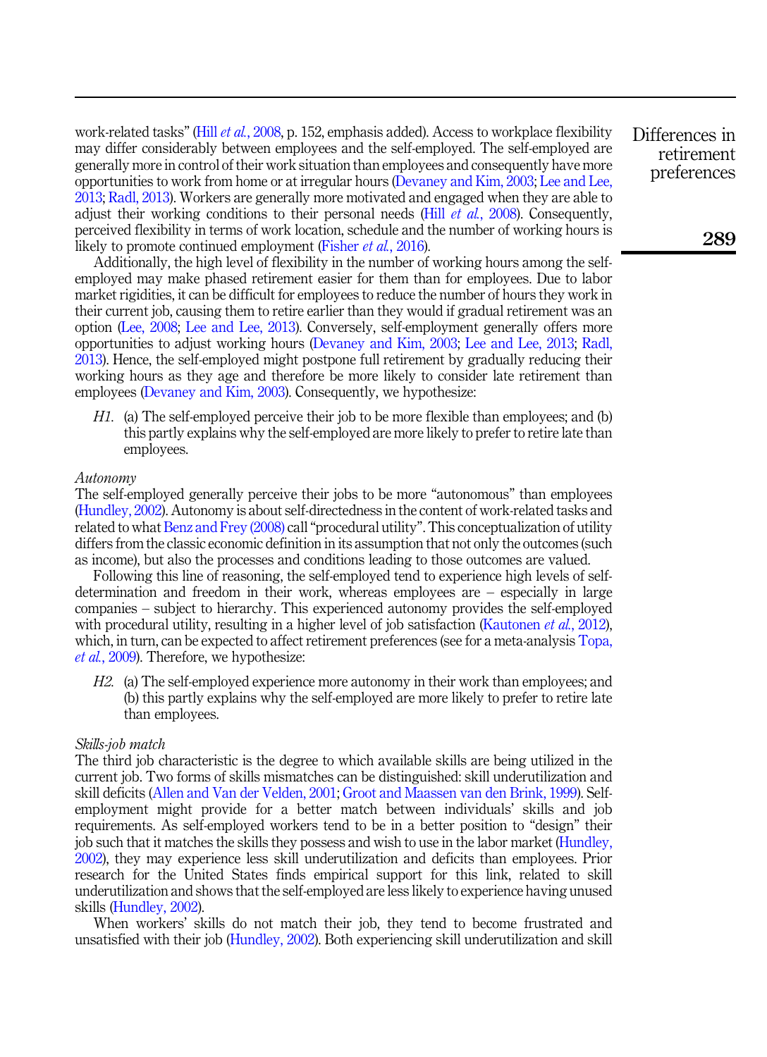work-related tasks" (Hill *et al.*, 2008, p. 152, emphasis added). Access to workplace flexibility may differ considerably between employees and the self-employed. The self-employed are generally more in control of their work situation than employees and consequently have more opportunities to work from home or at irregular hours (Devaney and Kim, 2003; Lee and Lee, 2013; Radl, 2013). Workers are generally more motivated and engaged when they are able to adjust their working conditions to their personal needs (Hill *et al.*, 2008). Consequently, perceived flexibility in terms of work location, schedule and the number of working hours is likely to promote continued employment (Fisher *et al.*, 2016).

Additionally, the high level of flexibility in the number of working hours among the self-employed may make phased retirement easier for them than for employees. Due to labor market rigidities, it can be difficult for employees to reduce the number of hours they work in their current job, causing them to retire earlier than they would if gradual retirement was an option (Lee, 2008; Lee and Lee, 2013). Conversely, self-employment generally offers more opportunities to adjust working hours (Devaney and Kim, 2003; Lee and Lee, 2013; Radl, 2013). Hence, the self-employed might postpone full retirement by gradually reducing their working hours as they age and therefore be more likely to consider late retirement than employees (Devaney and Kim, 2003). Consequently, we hypothesize:

*H1.* (a) The self-employed perceive their job to be more flexible than employees; and (b) this partly explains why the self-employed are more likely to prefer to retire late than employees.

*Autonomy*

The self-employed generally perceive their jobs to be more "autonomous" than employees (Hundley, 2002). Autonomy is about self-directedness in the content of work-related tasks and related to what Benz and Frey (2008) call "procedural utility". This conceptualization of utility differs from the classic economic definition in its assumption that not only the outcomes (such as income), but also the processes and conditions leading to those outcomes are valued.

Following this line of reasoning, the self-employed tend to experience high levels of self-determination and freedom in their work, whereas employees are – especially in large companies – subject to hierarchy. This experienced autonomy provides the self-employed with procedural utility, resulting in a higher level of job satisfaction (Kautonen *et al.*, 2012), which, in turn, can be expected to affect retirement preferences (see for a meta-analysis Topa, *et al.*, 2009). Therefore, we hypothesize:

*H2.* (a) The self-employed experience more autonomy in their work than employees; and (b) this partly explains why the self-employed are more likely to prefer to retire late than employees.

*Skills-job match*

The third job characteristic is the degree to which available skills are being utilized in the current job. Two forms of skills mismatches can be distinguished: skill underutilization and skill deficits (Allen and Van der Velden, 2001; Groot and Maassen van den Brink, 1999). Self-employment might provide for a better match between individuals' skills and job requirements. As self-employed workers tend to be in a better position to "design" their job such that it matches the skills they possess and wish to use in the labor market (Hundley, 2002), they may experience less skill underutilization and deficits than employees. Prior research for the United States finds empirical support for this link, related to skill underutilization and shows that the self-employed are less likely to experience having unused skills (Hundley, 2002).

When workers' skills do not match their job, they tend to become frustrated and unsatisfied with their job (Hundley, 2002). Both experiencing skill underutilization and skill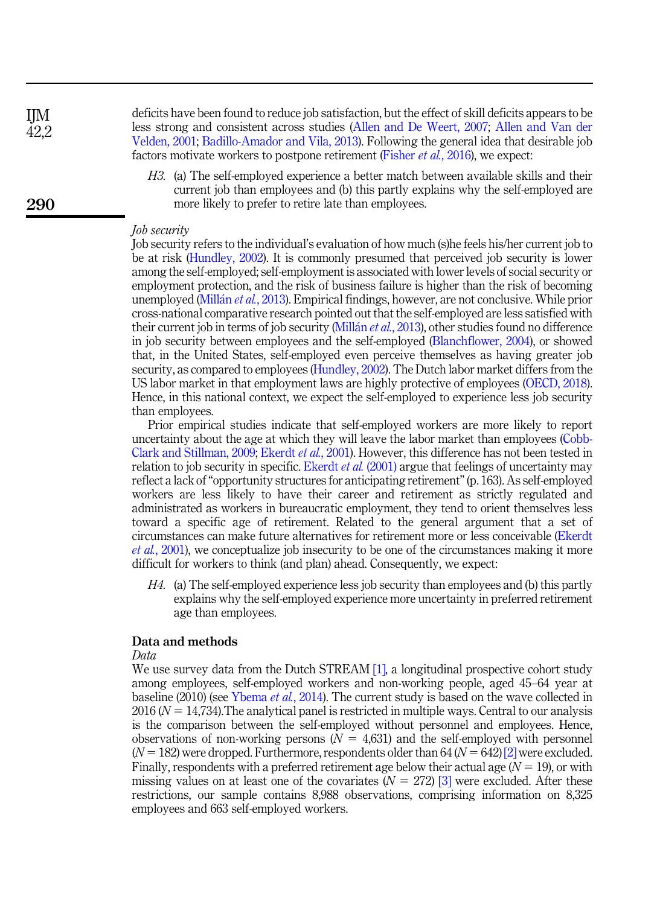deficits have been found to reduce job satisfaction, but the effect of skill deficits appears to be less strong and consistent across studies (Allen and De Weert, 2007; Allen and Van der Velden, 2001; Badillo-Amador and Vila, 2013). Following the general idea that desirable job factors motivate workers to postpone retirement (Fisher *et al.*, 2016), we expect:

> *H3.* (a) The self-employed experience a better match between available skills and their current job than employees and (b) this partly explains why the self-employed are more likely to prefer to retire late than employees.

*Job security*

Job security refers to the individual's evaluation of how much (s)he feels his/her current job to be at risk (Hundley, 2002). It is commonly presumed that perceived job security is lower among the self-employed; self-employment is associated with lower levels of social security or employment protection, and the risk of business failure is higher than the risk of becoming unemployed (Millán *et al.*, 2013). Empirical findings, however, are not conclusive. While prior cross-national comparative research pointed out that the self-employed are less satisfied with their current job in terms of job security (Millán *et al.*, 2013), other studies found no difference in job security between employees and the self-employed (Blanchflower, 2004), or showed that, in the United States, self-employed even perceive themselves as having greater job security, as compared to employees (Hundley, 2002). The Dutch labor market differs from the US labor market in that employment laws are highly protective of employees (OECD, 2018). Hence, in this national context, we expect the self-employed to experience less job security than employees.

Prior empirical studies indicate that self-employed workers are more likely to report uncertainty about the age at which they will leave the labor market than employees (Cobb-Clark and Stillman, 2009; Ekerdt *et al.*, 2001). However, this difference has not been tested in relation to job security in specific. Ekerdt *et al.* (2001) argue that feelings of uncertainty may reflect a lack of "opportunity structures for anticipating retirement" (p. 163). As self-employed workers are less likely to have their career and retirement as strictly regulated and administrated as workers in bureaucratic employment, they tend to orient themselves less toward a specific age of retirement. Related to the general argument that a set of circumstances can make future alternatives for retirement more or less conceivable (Ekerdt *et al.*, 2001), we conceptualize job insecurity to be one of the circumstances making it more difficult for workers to think (and plan) ahead. Consequently, we expect:

> *H4.* (a) The self-employed experience less job security than employees and (b) this partly explains why the self-employed experience more uncertainty in preferred retirement age than employees.

## Data and methods

*Data*

We use survey data from the Dutch STREAM [1], a longitudinal prospective cohort study among employees, self-employed workers and non-working people, aged 45–64 year at baseline (2010) (see Ybema *et al.*, 2014). The current study is based on the wave collected in 2016 ($N = 14{,}734$).The analytical panel is restricted in multiple ways. Central to our analysis is the comparison between the self-employed without personnel and employees. Hence, observations of non-working persons ($N = 4{,}631$) and the self-employed with personnel ($N = 182$) were dropped. Furthermore, respondents older than 64 ($N = 642$) [2] were excluded. Finally, respondents with a preferred retirement age below their actual age ($N = 19$), or with missing values on at least one of the covariates ($N = 272$) [3] were excluded. After these restrictions, our sample contains 8,988 observations, comprising information on 8,325 employees and 663 self-employed workers.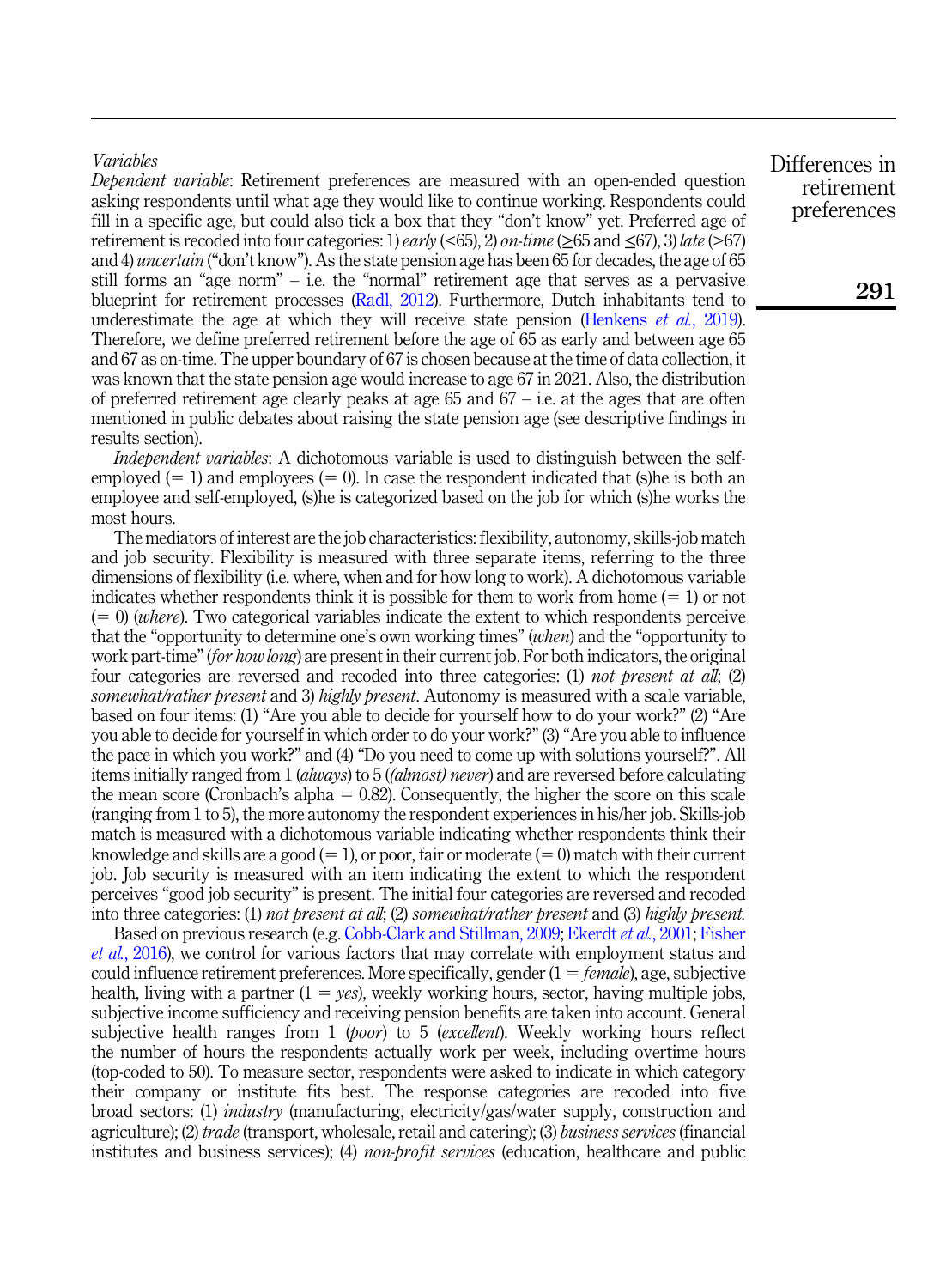### Variables

*Dependent variable*: Retirement preferences are measured with an open-ended question asking respondents until what age they would like to continue working. Respondents could fill in a specific age, but could also tick a box that they "don't know" yet. Preferred age of retirement is recoded into four categories: 1) *early* (<65), 2) *on-time* (≥65 and ≤67), 3) *late* (>67) and 4) *uncertain* ("don't know"). As the state pension age has been 65 for decades, the age of 65 still forms an "age norm" – i.e. the "normal" retirement age that serves as a pervasive blueprint for retirement processes (Radl, 2012). Furthermore, Dutch inhabitants tend to underestimate the age at which they will receive state pension (Henkens *et al.*, 2019). Therefore, we define preferred retirement before the age of 65 as early and between age 65 and 67 as on-time. The upper boundary of 67 is chosen because at the time of data collection, it was known that the state pension age would increase to age 67 in 2021. Also, the distribution of preferred retirement age clearly peaks at age 65 and 67 – i.e. at the ages that are often mentioned in public debates about raising the state pension age (see descriptive findings in results section).

*Independent variables*: A dichotomous variable is used to distinguish between the self-employed (= 1) and employees (= 0). In case the respondent indicated that (s)he is both an employee and self-employed, (s)he is categorized based on the job for which (s)he works the most hours.

The mediators of interest are the job characteristics: flexibility, autonomy, skills-job match and job security. Flexibility is measured with three separate items, referring to the three dimensions of flexibility (i.e. where, when and for how long to work). A dichotomous variable indicates whether respondents think it is possible for them to work from home (= 1) or not (= 0) (*where*). Two categorical variables indicate the extent to which respondents perceive that the "opportunity to determine one's own working times" (*when*) and the "opportunity to work part-time" (*for how long*) are present in their current job. For both indicators, the original four categories are reversed and recoded into three categories: (1) *not present at all*; (2) *somewhat/rather present* and 3) *highly present*. Autonomy is measured with a scale variable, based on four items: (1) "Are you able to decide for yourself how to do your work?" (2) "Are you able to decide for yourself in which order to do your work?" (3) "Are you able to influence the pace in which you work?" and (4) "Do you need to come up with solutions yourself?". All items initially ranged from 1 (*always*) to 5 (*(almost) never*) and are reversed before calculating the mean score (Cronbach's alpha = 0.82). Consequently, the higher the score on this scale (ranging from 1 to 5), the more autonomy the respondent experiences in his/her job. Skills-job match is measured with a dichotomous variable indicating whether respondents think their knowledge and skills are a good (= 1), or poor, fair or moderate (= 0) match with their current job. Job security is measured with an item indicating the extent to which the respondent perceives "good job security" is present. The initial four categories are reversed and recoded into three categories: (1) *not present at all*; (2) *somewhat/rather present* and (3) *highly present*.

Based on previous research (e.g. Cobb-Clark and Stillman, 2009; Ekerdt *et al.*, 2001; Fisher *et al.*, 2016), we control for various factors that may correlate with employment status and could influence retirement preferences. More specifically, gender (1 = *female*), age, subjective health, living with a partner (1 = *yes*), weekly working hours, sector, having multiple jobs, subjective income sufficiency and receiving pension benefits are taken into account. General subjective health ranges from 1 (*poor*) to 5 (*excellent*). Weekly working hours reflect the number of hours the respondents actually work per week, including overtime hours (top-coded to 50). To measure sector, respondents were asked to indicate in which category their company or institute fits best. The response categories are recoded into five broad sectors: (1) *industry* (manufacturing, electricity/gas/water supply, construction and agriculture); (2) *trade* (transport, wholesale, retail and catering); (3) *business services* (financial institutes and business services); (4) *non-profit services* (education, healthcare and public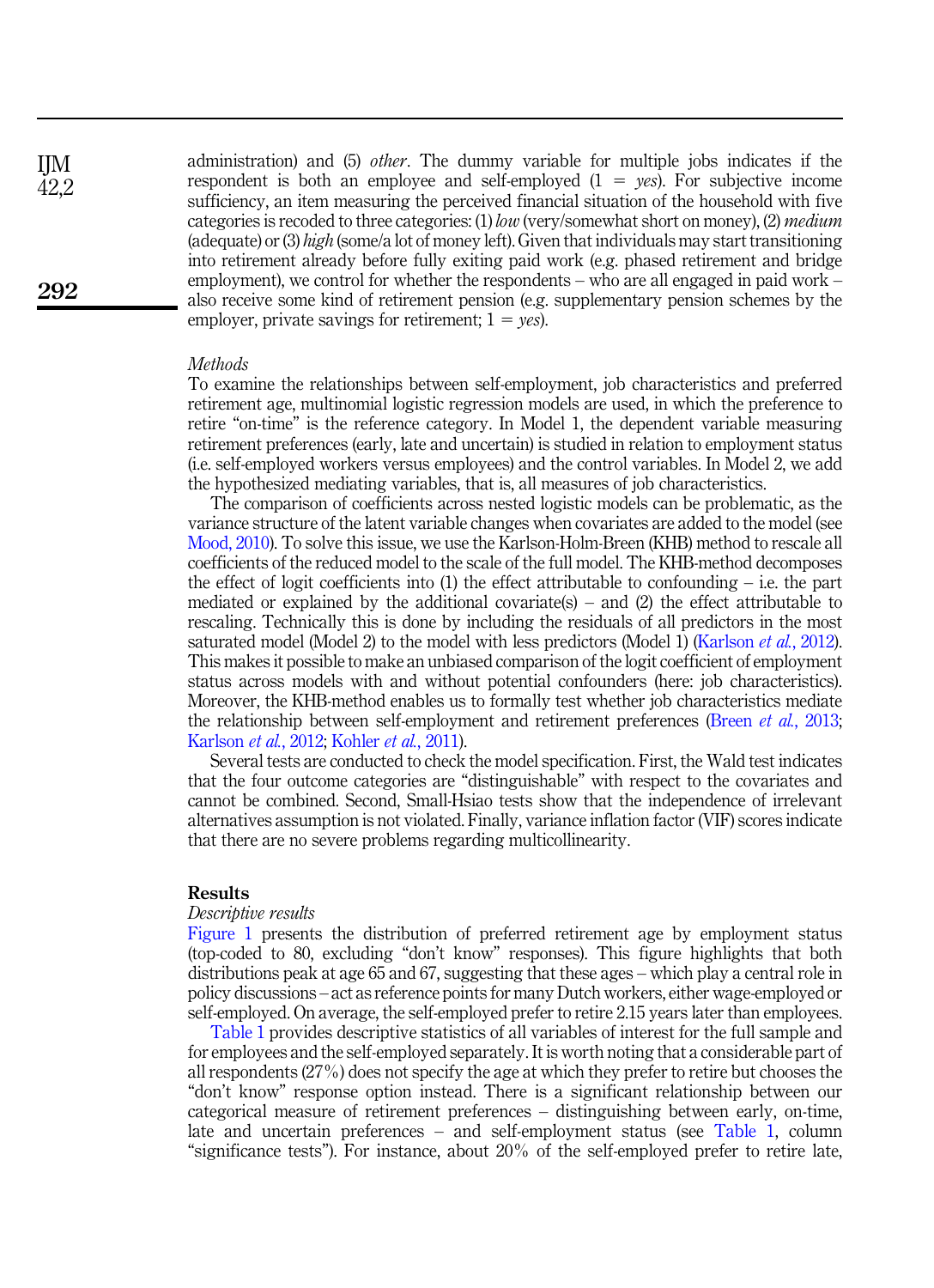administration) and (5) *other*. The dummy variable for multiple jobs indicates if the respondent is both an employee and self-employed (1 = *yes*). For subjective income sufficiency, an item measuring the perceived financial situation of the household with five categories is recoded to three categories: (1) *low* (very/somewhat short on money), (2) *medium* (adequate) or (3) *high* (some/a lot of money left). Given that individuals may start transitioning into retirement already before fully exiting paid work (e.g. phased retirement and bridge employment), we control for whether the respondents – who are all engaged in paid work – also receive some kind of retirement pension (e.g. supplementary pension schemes by the employer, private savings for retirement; 1 = *yes*).

*Methods*

To examine the relationships between self-employment, job characteristics and preferred retirement age, multinomial logistic regression models are used, in which the preference to retire "on-time" is the reference category. In Model 1, the dependent variable measuring retirement preferences (early, late and uncertain) is studied in relation to employment status (i.e. self-employed workers versus employees) and the control variables. In Model 2, we add the hypothesized mediating variables, that is, all measures of job characteristics.

The comparison of coefficients across nested logistic models can be problematic, as the variance structure of the latent variable changes when covariates are added to the model (see Mood, 2010). To solve this issue, we use the Karlson-Holm-Breen (KHB) method to rescale all coefficients of the reduced model to the scale of the full model. The KHB-method decomposes the effect of logit coefficients into (1) the effect attributable to confounding – i.e. the part mediated or explained by the additional covariate(s) – and (2) the effect attributable to rescaling. Technically this is done by including the residuals of all predictors in the most saturated model (Model 2) to the model with less predictors (Model 1) (Karlson *et al.*, 2012). This makes it possible to make an unbiased comparison of the logit coefficient of employment status across models with and without potential confounders (here: job characteristics). Moreover, the KHB-method enables us to formally test whether job characteristics mediate the relationship between self-employment and retirement preferences (Breen *et al.*, 2013; Karlson *et al.*, 2012; Kohler *et al.*, 2011).

Several tests are conducted to check the model specification. First, the Wald test indicates that the four outcome categories are "distinguishable" with respect to the covariates and cannot be combined. Second, Small-Hsiao tests show that the independence of irrelevant alternatives assumption is not violated. Finally, variance inflation factor (VIF) scores indicate that there are no severe problems regarding multicollinearity.

## Results

*Descriptive results*

Figure 1 presents the distribution of preferred retirement age by employment status (top-coded to 80, excluding "don't know" responses). This figure highlights that both distributions peak at age 65 and 67, suggesting that these ages – which play a central role in policy discussions – act as reference points for many Dutch workers, either wage-employed or self-employed. On average, the self-employed prefer to retire 2.15 years later than employees.

Table 1 provides descriptive statistics of all variables of interest for the full sample and for employees and the self-employed separately. It is worth noting that a considerable part of all respondents (27%) does not specify the age at which they prefer to retire but chooses the "don't know" response option instead. There is a significant relationship between our categorical measure of retirement preferences – distinguishing between early, on-time, late and uncertain preferences – and self-employment status (see Table 1, column "significance tests"). For instance, about 20% of the self-employed prefer to retire late,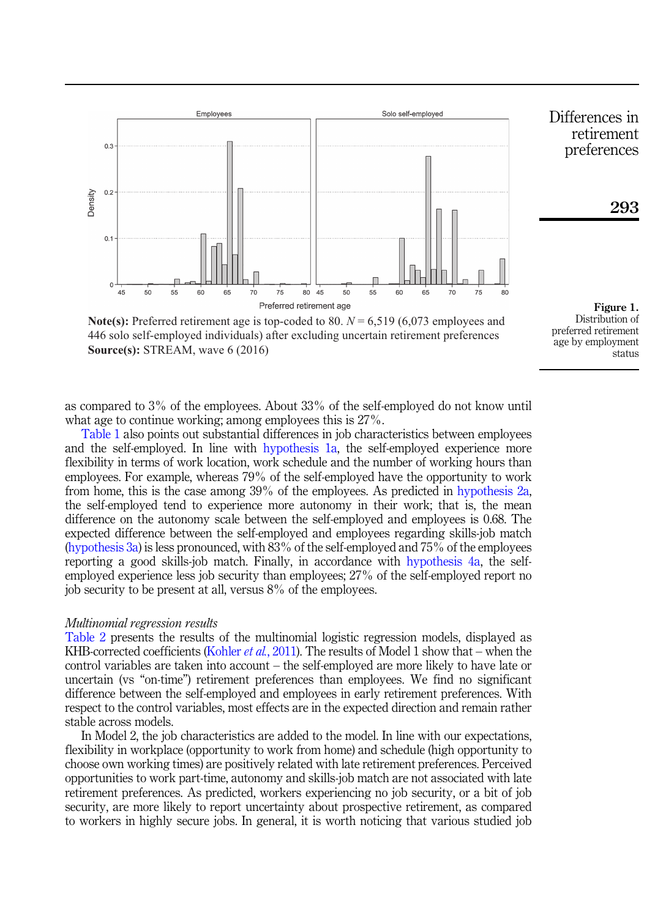**Figure 1.** Distribution of preferred retirement age by employment status

**Note(s):** Preferred retirement age is top-coded to 80. $N = 6{,}519$ (6,073 employees and 446 solo self-employed individuals) after excluding uncertain retirement preferences
**Source(s):** STREAM, wave 6 (2016)

as compared to 3% of the employees. About 33% of the self-employed do not know until what age to continue working; among employees this is 27%.

Table 1 also points out substantial differences in job characteristics between employees and the self-employed. In line with hypothesis 1a, the self-employed experience more flexibility in terms of work location, work schedule and the number of working hours than employees. For example, whereas 79% of the self-employed have the opportunity to work from home, this is the case among 39% of the employees. As predicted in hypothesis 2a, the self-employed tend to experience more autonomy in their work; that is, the mean difference on the autonomy scale between the self-employed and employees is 0.68. The expected difference between the self-employed and employees regarding skills-job match (hypothesis 3a) is less pronounced, with 83% of the self-employed and 75% of the employees reporting a good skills-job match. Finally, in accordance with hypothesis 4a, the self-employed experience less job security than employees; 27% of the self-employed report no job security to be present at all, versus 8% of the employees.

### *Multinomial regression results*

Table 2 presents the results of the multinomial logistic regression models, displayed as KHB-corrected coefficients (Kohler *et al.*, 2011). The results of Model 1 show that – when the control variables are taken into account – the self-employed are more likely to have late or uncertain (vs "on-time") retirement preferences than employees. We find no significant difference between the self-employed and employees in early retirement preferences. With respect to the control variables, most effects are in the expected direction and remain rather stable across models.

In Model 2, the job characteristics are added to the model. In line with our expectations, flexibility in workplace (opportunity to work from home) and schedule (high opportunity to choose own working times) are positively related with late retirement preferences. Perceived opportunities to work part-time, autonomy and skills-job match are not associated with late retirement preferences. As predicted, workers experiencing no job security, or a bit of job security, are more likely to report uncertainty about prospective retirement, as compared to workers in highly secure jobs. In general, it is worth noticing that various studied job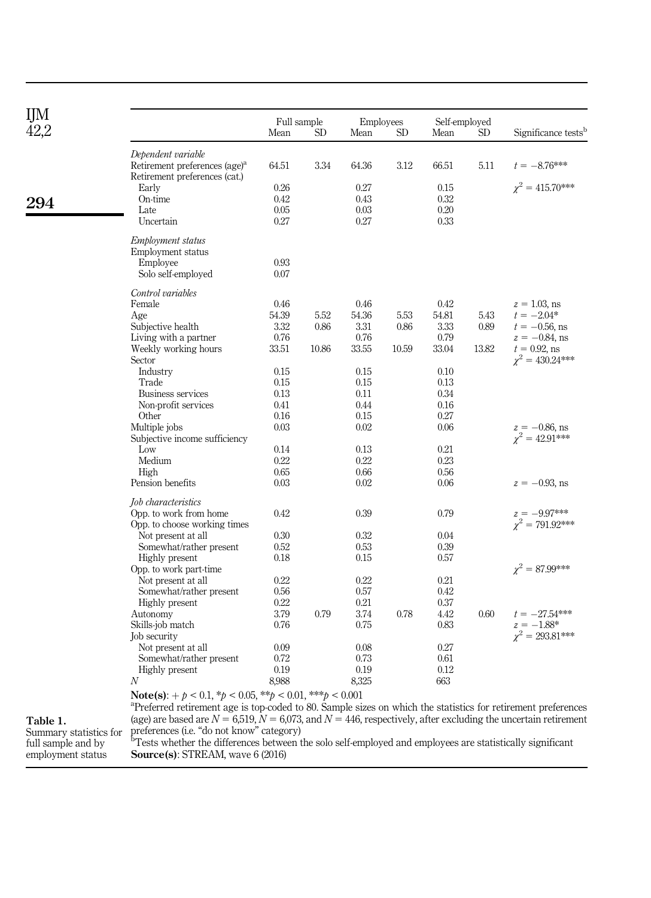**Table 1.** Summary statistics for full sample and by employment status

| | Full sample | | Employees | | Self-employed | | Significance tests[b] |
|---|---|---|---|---|---|---|---|
| | Mean | SD | Mean | SD | Mean | SD | |
| *Dependent variable* | | | | | | | |
| Retirement preferences (age)[a] | 64.51 | 3.34 | 64.36 | 3.12 | 66.51 | 5.11 | $t = -8.76$*** |
| Retirement preferences (cat.) | | | | | | | |
| Early | 0.26 | | 0.27 | | 0.15 | | $\chi^2 = 415.70$*** |
| On-time | 0.42 | | 0.43 | | 0.32 | | |
| Late | 0.05 | | 0.03 | | 0.20 | | |
| Uncertain | 0.27 | | 0.27 | | 0.33 | | |
| *Employment status* | | | | | | | |
| Employment status | | | | | | | |
| Employee | 0.93 | | | | | | |
| Solo self-employed | 0.07 | | | | | | |
| *Control variables* | | | | | | | |
| Female | 0.46 | | 0.46 | | 0.42 | | $z = 1.03$, ns |
| Age | 54.39 | 5.52 | 54.36 | 5.53 | 54.81 | 5.43 | $t = -2.04$* |
| Subjective health | 3.32 | 0.86 | 3.31 | 0.86 | 3.33 | 0.89 | $t = -0.56$, ns |
| Living with a partner | 0.76 | | 0.76 | | 0.79 | | $z = -0.84$, ns |
| Weekly working hours | 33.51 | 10.86 | 33.55 | 10.59 | 33.04 | 13.82 | $t = 0.92$, ns |
| Sector | | | | | | | $\chi^2 = 430.24$*** |
| Industry | 0.15 | | 0.15 | | 0.10 | | |
| Trade | 0.15 | | 0.15 | | 0.13 | | |
| Business services | 0.13 | | 0.11 | | 0.34 | | |
| Non-profit services | 0.41 | | 0.44 | | 0.16 | | |
| Other | 0.16 | | 0.15 | | 0.27 | | |
| Multiple jobs | 0.03 | | 0.02 | | 0.06 | | $z = -0.86$, ns |
| Subjective income sufficiency | | | | | | | $\chi^2 = 42.91$*** |
| Low | 0.14 | | 0.13 | | 0.21 | | |
| Medium | 0.22 | | 0.22 | | 0.23 | | |
| High | 0.65 | | 0.66 | | 0.56 | | |
| Pension benefits | 0.03 | | 0.02 | | 0.06 | | $z = -0.93$, ns |
| *Job characteristics* | | | | | | | |
| Opp. to work from home | 0.42 | | 0.39 | | 0.79 | | $z = -9.97$*** |
| Opp. to choose working times | | | | | | | $\chi^2 = 791.92$*** |
| Not present at all | 0.30 | | 0.32 | | 0.04 | | |
| Somewhat/rather present | 0.52 | | 0.53 | | 0.39 | | |
| Highly present | 0.18 | | 0.15 | | 0.57 | | |
| Opp. to work part-time | | | | | | | $\chi^2 = 87.99$*** |
| Not present at all | 0.22 | | 0.22 | | 0.21 | | |
| Somewhat/rather present | 0.56 | | 0.57 | | 0.42 | | |
| Highly present | 0.22 | | 0.21 | | 0.37 | | |
| Autonomy | 3.79 | 0.79 | 3.74 | 0.78 | 4.42 | 0.60 | $t = -27.54$*** |
| Skills-job match | 0.76 | | 0.75 | | 0.83 | | $z = -1.88$* |
| Job security | | | | | | | $\chi^2 = 293.81$*** |
| Not present at all | 0.09 | | 0.08 | | 0.27 | | |
| Somewhat/rather present | 0.72 | | 0.73 | | 0.61 | | |
| Highly present | 0.19 | | 0.19 | | 0.12 | | |
| $N$ | 8,988 | | 8,325 | | 663 | | |

**Note(s)**: + $p < 0.1$, *$p < 0.05$, **$p < 0.01$, ***$p < 0.001$

[a] Preferred retirement age is top-coded to 80. Sample sizes on which the statistics for retirement preferences (age) are based are $N = 6{,}519$, $N = 6{,}073$, and $N = 446$, respectively, after excluding the uncertain retirement preferences (i.e. "do not know" category)

[b] Tests whether the differences between the solo self-employed and employees are statistically significant

**Source(s)**: STREAM, wave 6 (2016)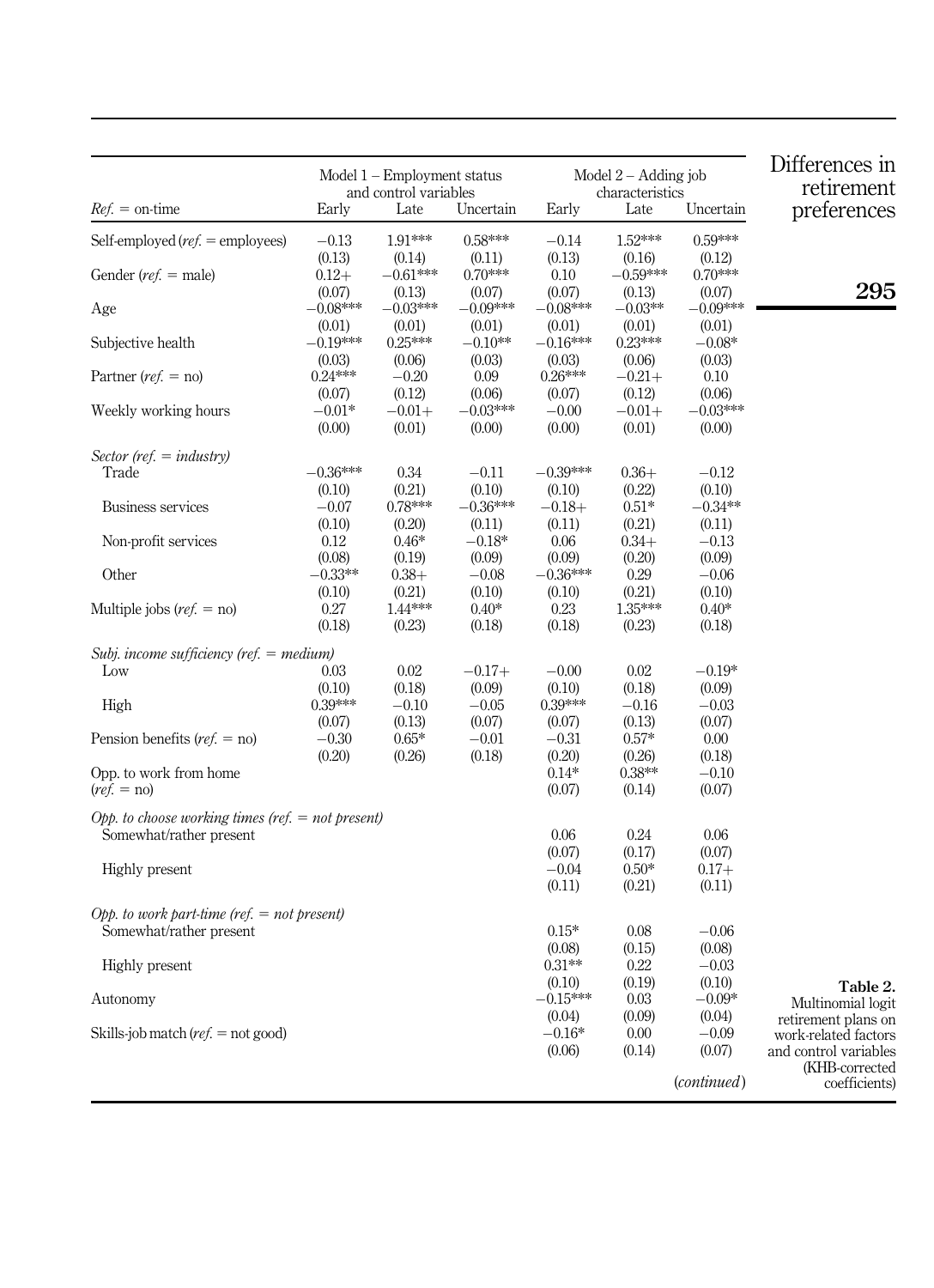Table 2. Multinomial logit retirement plans on work-related factors and control variables (KHB-corrected coefficients)

| *Ref.* = on-time | Model 1 – Employment status and control variables | | | Model 2 – Adding job characteristics | | |
|---|---|---|---|---|---|---|
| | Early | Late | Uncertain | Early | Late | Uncertain |
| Self-employed (*ref.* = employees) | −0.13 | 1.91*** | 0.58*** | −0.14 | 1.52*** | 0.59*** |
| | (0.13) | (0.14) | (0.11) | (0.13) | (0.16) | (0.12) |
| Gender (*ref.* = male) | 0.12+ | −0.61*** | 0.70*** | 0.10 | −0.59*** | 0.70*** |
| | (0.07) | (0.13) | (0.07) | (0.07) | (0.13) | (0.07) |
| Age | −0.08*** | −0.03*** | −0.09*** | −0.08*** | −0.03** | −0.09*** |
| | (0.01) | (0.01) | (0.01) | (0.01) | (0.01) | (0.01) |
| Subjective health | −0.19*** | 0.25*** | −0.10** | −0.16*** | 0.23*** | −0.08* |
| | (0.03) | (0.06) | (0.03) | (0.03) | (0.06) | (0.03) |
| Partner (*ref.* = no) | 0.24*** | −0.20 | 0.09 | 0.26*** | −0.21+ | 0.10 |
| | (0.07) | (0.12) | (0.06) | (0.07) | (0.12) | (0.06) |
| Weekly working hours | −0.01* | −0.01+ | −0.03*** | −0.00 | −0.01+ | −0.03*** |
| | (0.00) | (0.01) | (0.00) | (0.00) | (0.01) | (0.00) |
| *Sector (ref. = industry)* | | | | | | |
| Trade | −0.36*** | 0.34 | −0.11 | −0.39*** | 0.36+ | −0.12 |
| | (0.10) | (0.21) | (0.10) | (0.10) | (0.22) | (0.10) |
| Business services | −0.07 | 0.78*** | −0.36*** | −0.18+ | 0.51* | −0.34** |
| | (0.10) | (0.20) | (0.11) | (0.11) | (0.21) | (0.11) |
| Non-profit services | 0.12 | 0.46* | −0.18* | 0.06 | 0.34+ | −0.13 |
| | (0.08) | (0.19) | (0.09) | (0.09) | (0.20) | (0.09) |
| Other | −0.33** | 0.38+ | −0.08 | −0.36*** | 0.29 | −0.06 |
| | (0.10) | (0.21) | (0.10) | (0.10) | (0.21) | (0.10) |
| Multiple jobs (*ref.* = no) | 0.27 | 1.44*** | 0.40* | 0.23 | 1.35*** | 0.40* |
| | (0.18) | (0.23) | (0.18) | (0.18) | (0.23) | (0.18) |
| *Subj. income sufficiency (ref. = medium)* | | | | | | |
| Low | 0.03 | 0.02 | −0.17+ | −0.00 | 0.02 | −0.19* |
| | (0.10) | (0.18) | (0.09) | (0.10) | (0.18) | (0.09) |
| High | 0.39*** | −0.10 | −0.05 | 0.39*** | −0.16 | −0.03 |
| | (0.07) | (0.13) | (0.07) | (0.07) | (0.13) | (0.07) |
| Pension benefits (*ref.* = no) | −0.30 | 0.65* | −0.01 | −0.31 | 0.57* | 0.00 |
| | (0.20) | (0.26) | (0.18) | (0.20) | (0.26) | (0.18) |
| Opp. to work from home (*ref.* = no) | | | | 0.14* | 0.38** | −0.10 |
| | | | | (0.07) | (0.14) | (0.07) |
| *Opp. to choose working times (ref. = not present)* | | | | | | |
| Somewhat/rather present | | | | 0.06 | 0.24 | 0.06 |
| | | | | (0.07) | (0.17) | (0.07) |
| Highly present | | | | −0.04 | 0.50* | 0.17+ |
| | | | | (0.11) | (0.21) | (0.11) |
| *Opp. to work part-time (ref. = not present)* | | | | | | |
| Somewhat/rather present | | | | 0.15* | 0.08 | −0.06 |
| | | | | (0.08) | (0.15) | (0.08) |
| Highly present | | | | 0.31** | 0.22 | −0.03 |
| | | | | (0.10) | (0.19) | (0.10) |
| Autonomy | | | | −0.15*** | 0.03 | −0.09* |
| | | | | (0.04) | (0.09) | (0.04) |
| Skills-job match (*ref.* = not good) | | | | −0.16* | 0.00 | −0.09 |
| | | | | (0.06) | (0.14) | (0.07) |

(*continued*)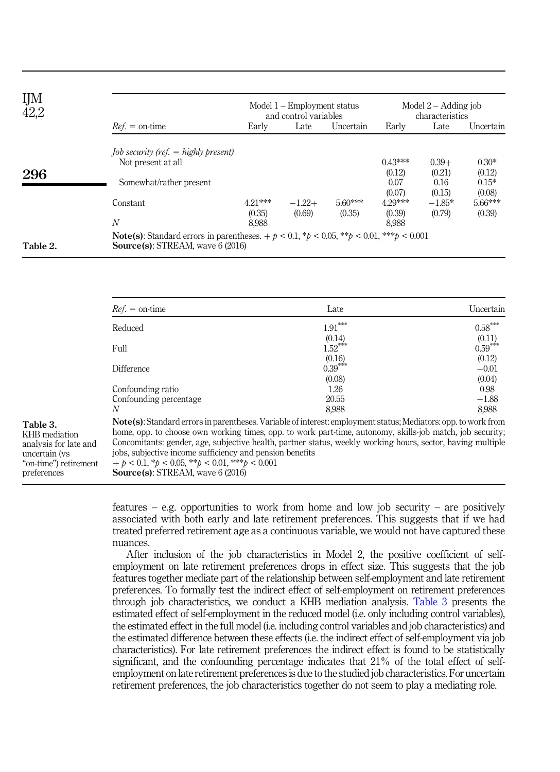| *Ref.* = on-time | Model 1 – Employment status and control variables | | | Model 2 – Adding job characteristics | | |
|---|---|---|---|---|---|---|
| | Early | Late | Uncertain | Early | Late | Uncertain |
| *Job security (ref. = highly present)* | | | | | | |
| Not present at all | | | | 0.43*** | 0.39+ | 0.30* |
| | | | | (0.12) | (0.21) | (0.12) |
| Somewhat/rather present | | | | 0.07 | 0.16 | 0.15* |
| | | | | (0.07) | (0.15) | (0.08) |
| Constant | 4.21*** | −1.22+ | 5.60*** | 4.29*** | −1.85* | 5.66*** |
| | (0.35) | (0.69) | (0.35) | (0.39) | (0.79) | (0.39) |
| *N* | 8,988 | | | 8,988 | | |

**Note(s)**: Standard errors in parentheses. + $p < 0.1$, * $p < 0.05$, ** $p < 0.01$, *** $p < 0.001$
**Source(s)**: STREAM, wave 6 (2016)

**Table 2.**

| *Ref.* = on-time | Late | Uncertain |
|---|---|---|
| Reduced | 1.91*** | 0.58*** |
| | (0.14) | (0.11) |
| Full | 1.52*** | 0.59*** |
| | (0.16) | (0.12) |
| Difference | 0.39*** | −0.01 |
| | (0.08) | (0.04) |
| Confounding ratio | 1.26 | 0.98 |
| Confounding percentage | 20.55 | −1.88 |
| *N* | 8,988 | 8,988 |

**Note(s)**: Standard errors in parentheses. Variable of interest: employment status; Mediators: opp. to work from home, opp. to choose own working times, opp. to work part-time, autonomy, skills-job match, job security; Concomitants: gender, age, subjective health, partner status, weekly working hours, sector, having multiple jobs, subjective income sufficiency and pension benefits
+ $p < 0.1$, * $p < 0.05$, ** $p < 0.01$, *** $p < 0.001$
**Source(s)**: STREAM, wave 6 (2016)

**Table 3.** KHB mediation analysis for late and uncertain (vs "on-time") retirement preferences

features – e.g. opportunities to work from home and low job security – are positively associated with both early and late retirement preferences. This suggests that if we had treated preferred retirement age as a continuous variable, we would not have captured these nuances.

After inclusion of the job characteristics in Model 2, the positive coefficient of self-employment on late retirement preferences drops in effect size. This suggests that the job features together mediate part of the relationship between self-employment and late retirement preferences. To formally test the indirect effect of self-employment on retirement preferences through job characteristics, we conduct a KHB mediation analysis. Table 3 presents the estimated effect of self-employment in the reduced model (i.e. only including control variables), the estimated effect in the full model (i.e. including control variables and job characteristics) and the estimated difference between these effects (i.e. the indirect effect of self-employment via job characteristics). For late retirement preferences the indirect effect is found to be statistically significant, and the confounding percentage indicates that 21% of the total effect of self-employment on late retirement preferences is due to the studied job characteristics. For uncertain retirement preferences, the job characteristics together do not seem to play a mediating role.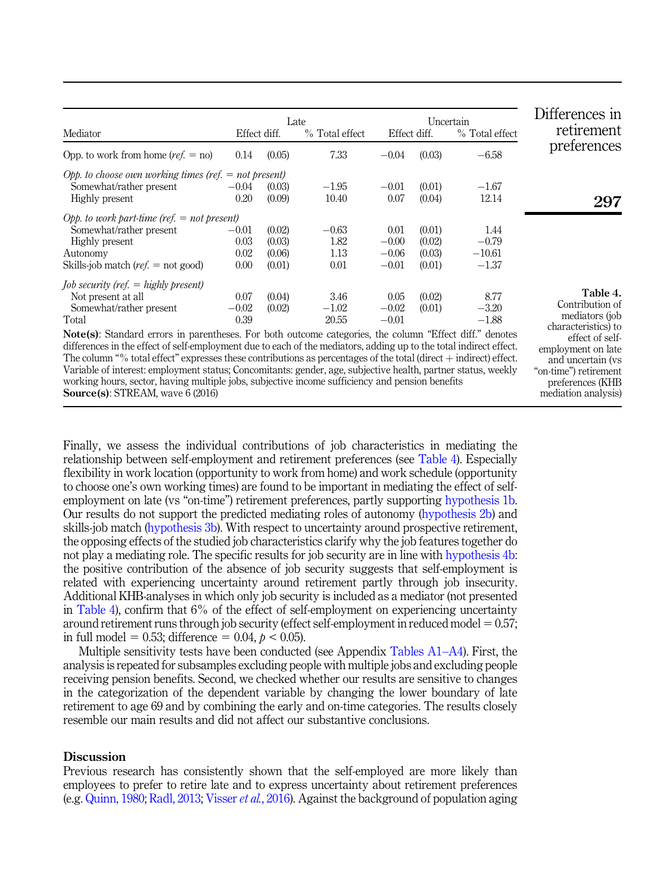**Table 4.** Contribution of mediators (job characteristics) to effect of self-employment on late and uncertain (vs "on-time") retirement preferences (KHB mediation analysis)

| Mediator | Late | | | Uncertain | | |
|---|---|---|---|---|---|---|
| | Effect diff. | | % Total effect | Effect diff. | | % Total effect |
| Opp. to work from home (*ref.* = no) | 0.14 | (0.05) | 7.33 | −0.04 | (0.03) | −6.58 |
| *Opp. to choose own working times (ref. = not present)* | | | | | | |
| Somewhat/rather present | −0.04 | (0.03) | −1.95 | −0.01 | (0.01) | −1.67 |
| Highly present | 0.20 | (0.09) | 10.40 | 0.07 | (0.04) | 12.14 |
| *Opp. to work part-time (ref. = not present)* | | | | | | |
| Somewhat/rather present | −0.01 | (0.02) | −0.63 | 0.01 | (0.01) | 1.44 |
| Highly present | 0.03 | (0.03) | 1.82 | −0.00 | (0.02) | −0.79 |
| Autonomy | 0.02 | (0.06) | 1.13 | −0.06 | (0.03) | −10.61 |
| Skills-job match (*ref.* = not good) | 0.00 | (0.01) | 0.01 | −0.01 | (0.01) | −1.37 |
| *Job security (ref. = highly present)* | | | | | | |
| Not present at all | 0.07 | (0.04) | 3.46 | 0.05 | (0.02) | 8.77 |
| Somewhat/rather present | −0.02 | (0.02) | −1.02 | −0.02 | (0.01) | −3.20 |
| Total | 0.39 | | 20.55 | −0.01 | | −1.88 |

**Note(s)**: Standard errors in parentheses. For both outcome categories, the column "Effect diff." denotes differences in the effect of self-employment due to each of the mediators, adding up to the total indirect effect. The column "% total effect" expresses these contributions as percentages of the total (direct + indirect) effect. Variable of interest: employment status; Concomitants: gender, age, subjective health, partner status, weekly working hours, sector, having multiple jobs, subjective income sufficiency and pension benefits
**Source(s)**: STREAM, wave 6 (2016)

Finally, we assess the individual contributions of job characteristics in mediating the relationship between self-employment and retirement preferences (see Table 4). Especially flexibility in work location (opportunity to work from home) and work schedule (opportunity to choose one's own working times) are found to be important in mediating the effect of self-employment on late (vs "on-time") retirement preferences, partly supporting hypothesis 1b. Our results do not support the predicted mediating roles of autonomy (hypothesis 2b) and skills-job match (hypothesis 3b). With respect to uncertainty around prospective retirement, the opposing effects of the studied job characteristics clarify why the job features together do not play a mediating role. The specific results for job security are in line with hypothesis 4b: the positive contribution of the absence of job security suggests that self-employment is related with experiencing uncertainty around retirement partly through job insecurity. Additional KHB-analyses in which only job security is included as a mediator (not presented in Table 4), confirm that 6% of the effect of self-employment on experiencing uncertainty around retirement runs through job security (effect self-employment in reduced model = 0.57; in full model = 0.53; difference = 0.04, $p < 0.05$).

Multiple sensitivity tests have been conducted (see Appendix Tables A1–A4). First, the analysis is repeated for subsamples excluding people with multiple jobs and excluding people receiving pension benefits. Second, we checked whether our results are sensitive to changes in the categorization of the dependent variable by changing the lower boundary of late retirement to age 69 and by combining the early and on-time categories. The results closely resemble our main results and did not affect our substantive conclusions.

## Discussion

Previous research has consistently shown that the self-employed are more likely than employees to prefer to retire late and to express uncertainty about retirement preferences (e.g. Quinn, 1980; Radl, 2013; Visser *et al.*, 2016). Against the background of population aging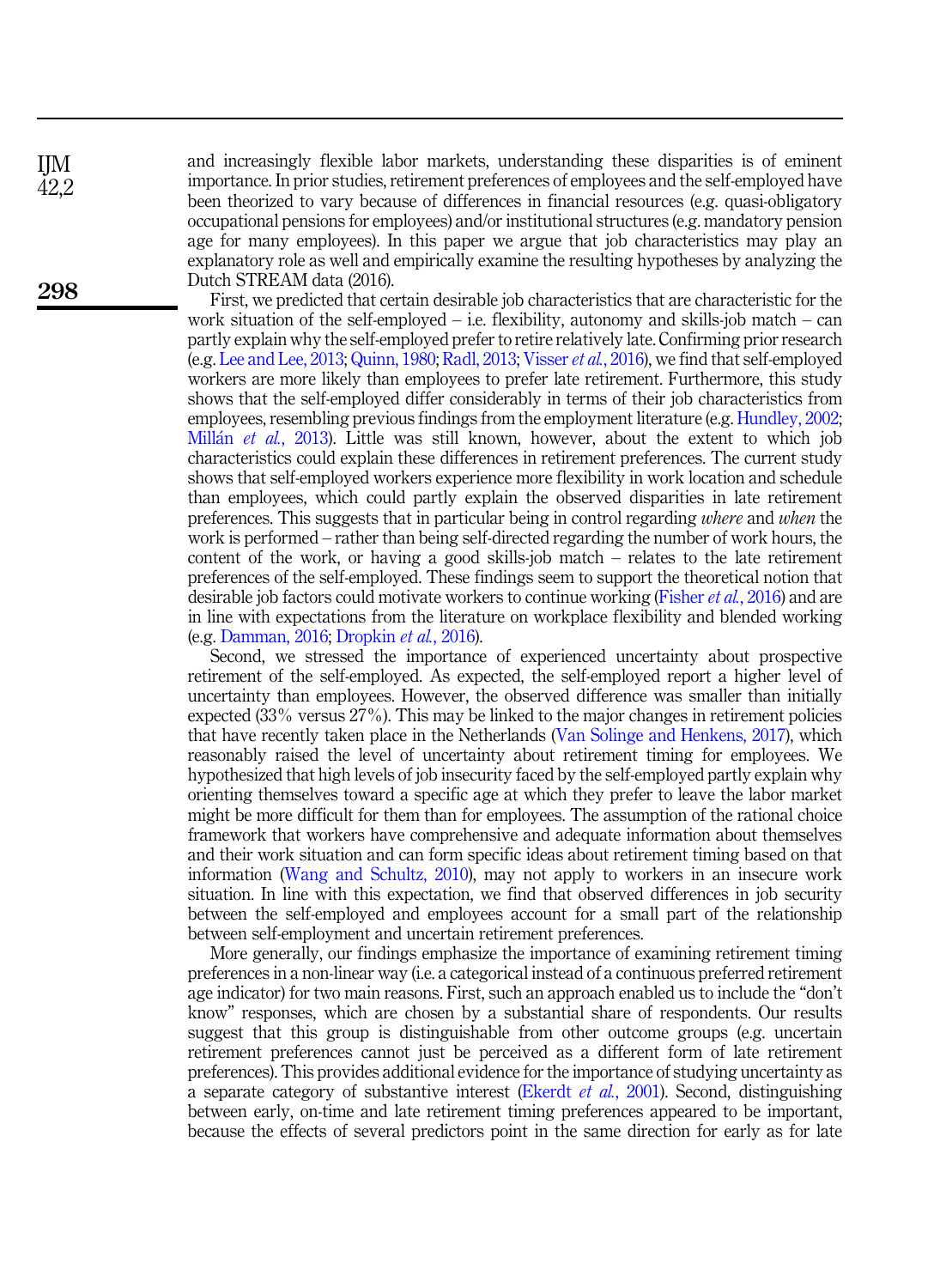and increasingly flexible labor markets, understanding these disparities is of eminent importance. In prior studies, retirement preferences of employees and the self-employed have been theorized to vary because of differences in financial resources (e.g. quasi-obligatory occupational pensions for employees) and/or institutional structures (e.g. mandatory pension age for many employees). In this paper we argue that job characteristics may play an explanatory role as well and empirically examine the resulting hypotheses by analyzing the Dutch STREAM data (2016).

First, we predicted that certain desirable job characteristics that are characteristic for the work situation of the self-employed – i.e. flexibility, autonomy and skills-job match – can partly explain why the self-employed prefer to retire relatively late. Confirming prior research (e.g. Lee and Lee, 2013; Quinn, 1980; Radl, 2013; Visser *et al.*, 2016), we find that self-employed workers are more likely than employees to prefer late retirement. Furthermore, this study shows that the self-employed differ considerably in terms of their job characteristics from employees, resembling previous findings from the employment literature (e.g. Hundley, 2002; Millán *et al.*, 2013). Little was still known, however, about the extent to which job characteristics could explain these differences in retirement preferences. The current study shows that self-employed workers experience more flexibility in work location and schedule than employees, which could partly explain the observed disparities in late retirement preferences. This suggests that in particular being in control regarding *where* and *when* the work is performed – rather than being self-directed regarding the number of work hours, the content of the work, or having a good skills-job match – relates to the late retirement preferences of the self-employed. These findings seem to support the theoretical notion that desirable job factors could motivate workers to continue working (Fisher *et al.*, 2016) and are in line with expectations from the literature on workplace flexibility and blended working (e.g. Damman, 2016; Dropkin *et al.*, 2016).

Second, we stressed the importance of experienced uncertainty about prospective retirement of the self-employed. As expected, the self-employed report a higher level of uncertainty than employees. However, the observed difference was smaller than initially expected (33% versus 27%). This may be linked to the major changes in retirement policies that have recently taken place in the Netherlands (Van Solinge and Henkens, 2017), which reasonably raised the level of uncertainty about retirement timing for employees. We hypothesized that high levels of job insecurity faced by the self-employed partly explain why orienting themselves toward a specific age at which they prefer to leave the labor market might be more difficult for them than for employees. The assumption of the rational choice framework that workers have comprehensive and adequate information about themselves and their work situation and can form specific ideas about retirement timing based on that information (Wang and Schultz, 2010), may not apply to workers in an insecure work situation. In line with this expectation, we find that observed differences in job security between the self-employed and employees account for a small part of the relationship between self-employment and uncertain retirement preferences.

More generally, our findings emphasize the importance of examining retirement timing preferences in a non-linear way (i.e. a categorical instead of a continuous preferred retirement age indicator) for two main reasons. First, such an approach enabled us to include the "don't know" responses, which are chosen by a substantial share of respondents. Our results suggest that this group is distinguishable from other outcome groups (e.g. uncertain retirement preferences cannot just be perceived as a different form of late retirement preferences). This provides additional evidence for the importance of studying uncertainty as a separate category of substantive interest (Ekerdt *et al.*, 2001). Second, distinguishing between early, on-time and late retirement timing preferences appeared to be important, because the effects of several predictors point in the same direction for early as for late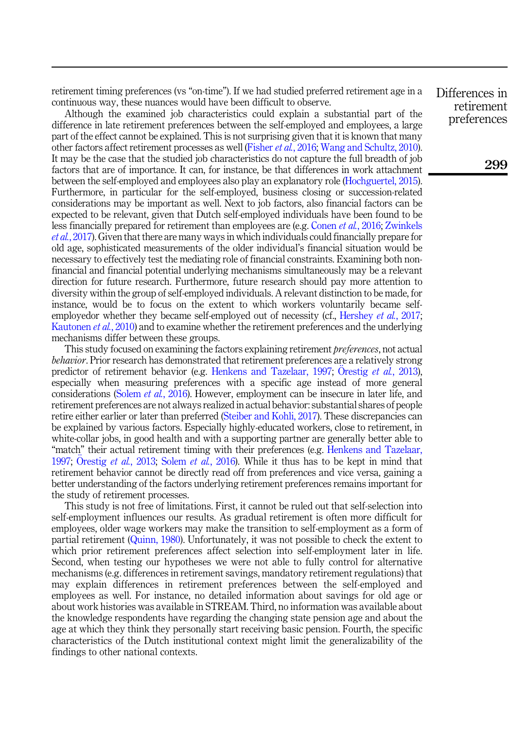retirement timing preferences (vs "on-time"). If we had studied preferred retirement age in a continuous way, these nuances would have been difficult to observe.

Although the examined job characteristics could explain a substantial part of the difference in late retirement preferences between the self-employed and employees, a large part of the effect cannot be explained. This is not surprising given that it is known that many other factors affect retirement processes as well (Fisher *et al.*, 2016; Wang and Schultz, 2010). It may be the case that the studied job characteristics do not capture the full breadth of job factors that are of importance. It can, for instance, be that differences in work attachment between the self-employed and employees also play an explanatory role (Hochguertel, 2015). Furthermore, in particular for the self-employed, business closing or succession-related considerations may be important as well. Next to job factors, also financial factors can be expected to be relevant, given that Dutch self-employed individuals have been found to be less financially prepared for retirement than employees are (e.g. Conen *et al.*, 2016; Zwinkels *et al.*, 2017). Given that there are many ways in which individuals could financially prepare for old age, sophisticated measurements of the older individual's financial situation would be necessary to effectively test the mediating role of financial constraints. Examining both non-financial and financial potential underlying mechanisms simultaneously may be a relevant direction for future research. Furthermore, future research should pay more attention to diversity within the group of self-employed individuals. A relevant distinction to be made, for instance, would be to focus on the extent to which workers voluntarily became self-employedor whether they became self-employed out of necessity (cf., Hershey *et al.*, 2017; Kautonen *et al.*, 2010) and to examine whether the retirement preferences and the underlying mechanisms differ between these groups.

This study focused on examining the factors explaining retirement *preferences*, not actual *behavior*. Prior research has demonstrated that retirement preferences are a relatively strong predictor of retirement behavior (e.g. Henkens and Tazelaar, 1997; Örestig *et al.*, 2013), especially when measuring preferences with a specific age instead of more general considerations (Solem *et al.*, 2016). However, employment can be insecure in later life, and retirement preferences are not always realized in actual behavior: substantial shares of people retire either earlier or later than preferred (Steiber and Kohli, 2017). These discrepancies can be explained by various factors. Especially highly-educated workers, close to retirement, in white-collar jobs, in good health and with a supporting partner are generally better able to "match" their actual retirement timing with their preferences (e.g. Henkens and Tazelaar, 1997; Örestig *et al.*, 2013; Solem *et al.*, 2016). While it thus has to be kept in mind that retirement behavior cannot be directly read off from preferences and vice versa, gaining a better understanding of the factors underlying retirement preferences remains important for the study of retirement processes.

This study is not free of limitations. First, it cannot be ruled out that self-selection into self-employment influences our results. As gradual retirement is often more difficult for employees, older wage workers may make the transition to self-employment as a form of partial retirement (Quinn, 1980). Unfortunately, it was not possible to check the extent to which prior retirement preferences affect selection into self-employment later in life. Second, when testing our hypotheses we were not able to fully control for alternative mechanisms (e.g. differences in retirement savings, mandatory retirement regulations) that may explain differences in retirement preferences between the self-employed and employees as well. For instance, no detailed information about savings for old age or about work histories was available in STREAM. Third, no information was available about the knowledge respondents have regarding the changing state pension age and about the age at which they think they personally start receiving basic pension. Fourth, the specific characteristics of the Dutch institutional context might limit the generalizability of the findings to other national contexts.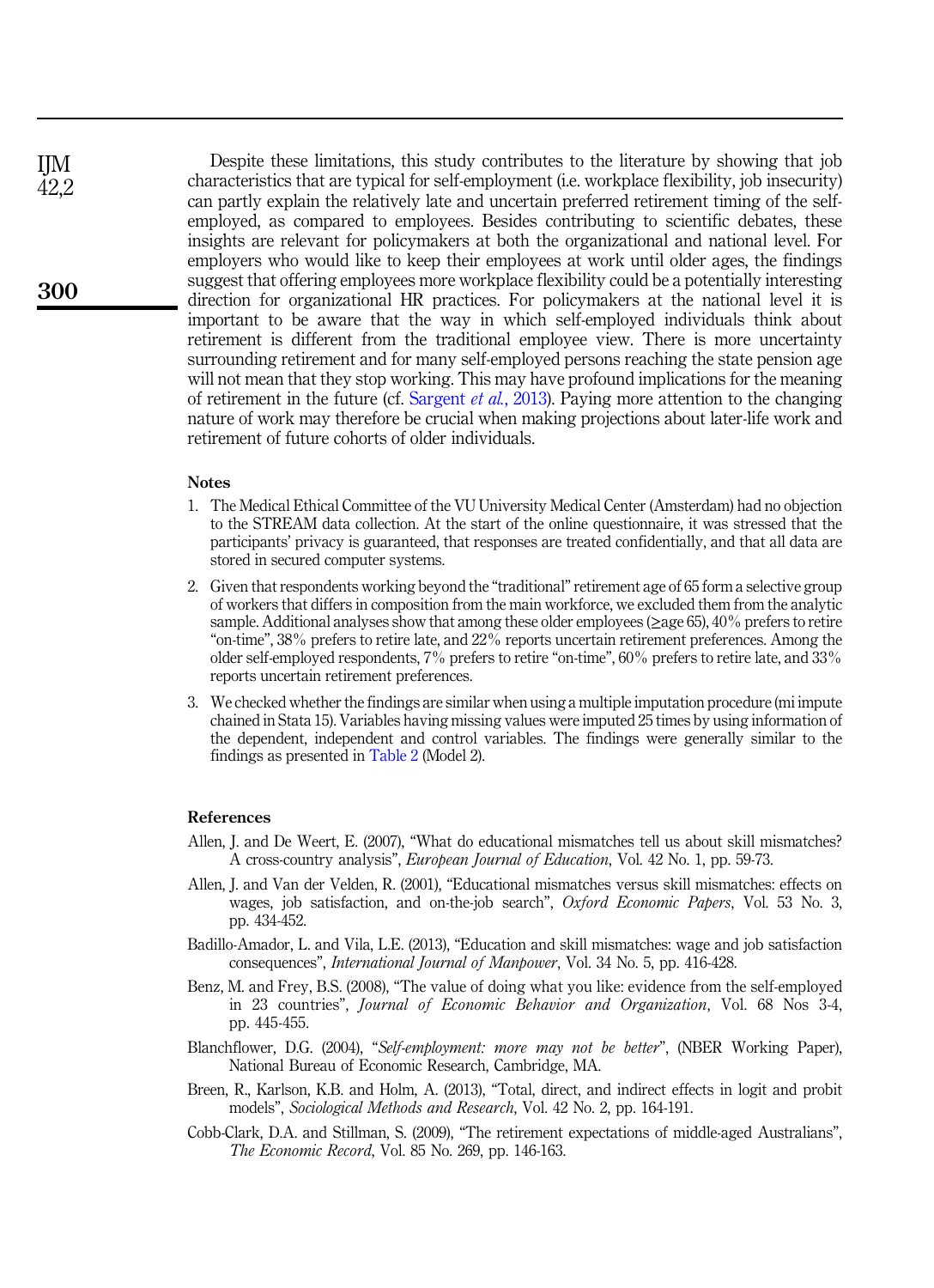Despite these limitations, this study contributes to the literature by showing that job characteristics that are typical for self-employment (i.e. workplace flexibility, job insecurity) can partly explain the relatively late and uncertain preferred retirement timing of the self-employed, as compared to employees. Besides contributing to scientific debates, these insights are relevant for policymakers at both the organizational and national level. For employers who would like to keep their employees at work until older ages, the findings suggest that offering employees more workplace flexibility could be a potentially interesting direction for organizational HR practices. For policymakers at the national level it is important to be aware that the way in which self-employed individuals think about retirement is different from the traditional employee view. There is more uncertainty surrounding retirement and for many self-employed persons reaching the state pension age will not mean that they stop working. This may have profound implications for the meaning of retirement in the future (cf. Sargent *et al.*, 2013). Paying more attention to the changing nature of work may therefore be crucial when making projections about later-life work and retirement of future cohorts of older individuals.

## Notes

1. The Medical Ethical Committee of the VU University Medical Center (Amsterdam) had no objection to the STREAM data collection. At the start of the online questionnaire, it was stressed that the participants' privacy is guaranteed, that responses are treated confidentially, and that all data are stored in secured computer systems.
2. Given that respondents working beyond the "traditional" retirement age of 65 form a selective group of workers that differs in composition from the main workforce, we excluded them from the analytic sample. Additional analyses show that among these older employees (≥age 65), 40% prefers to retire "on-time", 38% prefers to retire late, and 22% reports uncertain retirement preferences. Among the older self-employed respondents, 7% prefers to retire "on-time", 60% prefers to retire late, and 33% reports uncertain retirement preferences.
3. We checked whether the findings are similar when using a multiple imputation procedure (mi impute chained in Stata 15). Variables having missing values were imputed 25 times by using information of the dependent, independent and control variables. The findings were generally similar to the findings as presented in Table 2 (Model 2).

## References

Allen, J. and De Weert, E. (2007), "What do educational mismatches tell us about skill mismatches? A cross-country analysis", *European Journal of Education*, Vol. 42 No. 1, pp. 59-73.

Allen, J. and Van der Velden, R. (2001), "Educational mismatches versus skill mismatches: effects on wages, job satisfaction, and on-the-job search", *Oxford Economic Papers*, Vol. 53 No. 3, pp. 434-452.

Badillo-Amador, L. and Vila, L.E. (2013), "Education and skill mismatches: wage and job satisfaction consequences", *International Journal of Manpower*, Vol. 34 No. 5, pp. 416-428.

Benz, M. and Frey, B.S. (2008), "The value of doing what you like: evidence from the self-employed in 23 countries", *Journal of Economic Behavior and Organization*, Vol. 68 Nos 3-4, pp. 445-455.

Blanchflower, D.G. (2004), "*Self-employment: more may not be better*", (NBER Working Paper), National Bureau of Economic Research, Cambridge, MA.

Breen, R., Karlson, K.B. and Holm, A. (2013), "Total, direct, and indirect effects in logit and probit models", *Sociological Methods and Research*, Vol. 42 No. 2, pp. 164-191.

Cobb-Clark, D.A. and Stillman, S. (2009), "The retirement expectations of middle-aged Australians", *The Economic Record*, Vol. 85 No. 269, pp. 146-163.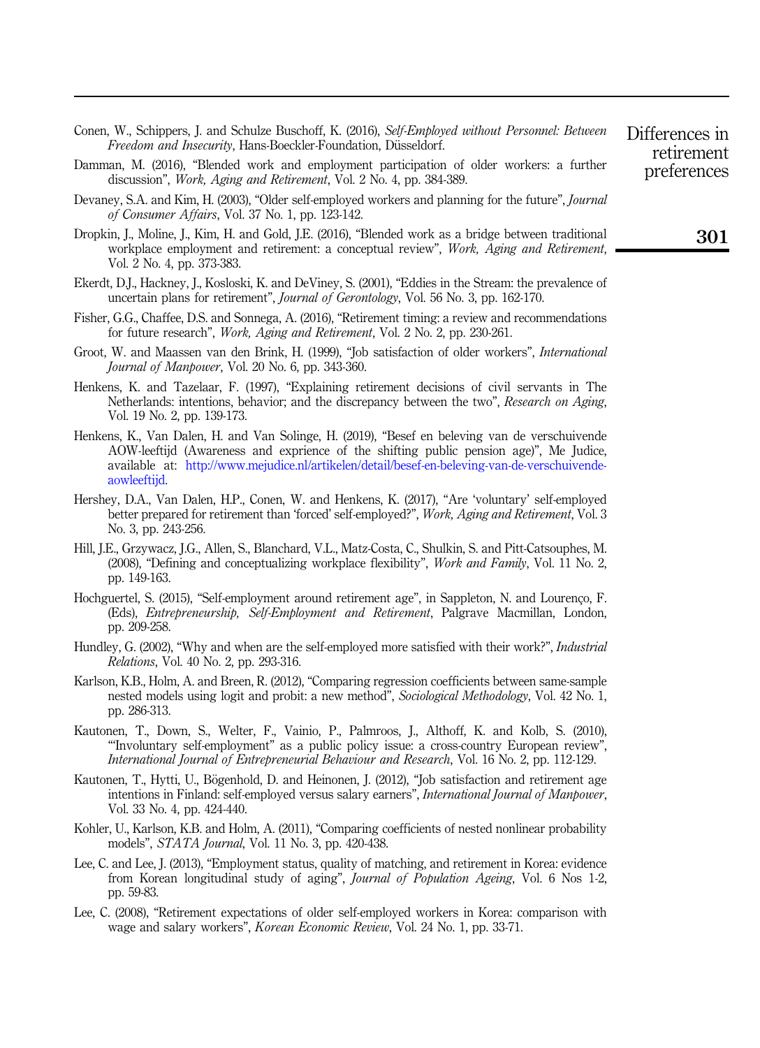Conen, W., Schippers, J. and Schulze Buschoff, K. (2016), *Self-Employed without Personnel: Between Freedom and Insecurity*, Hans-Boeckler-Foundation, Düsseldorf.

Damman, M. (2016), "Blended work and employment participation of older workers: a further discussion", *Work, Aging and Retirement*, Vol. 2 No. 4, pp. 384-389.

Devaney, S.A. and Kim, H. (2003), "Older self-employed workers and planning for the future", *Journal of Consumer Affairs*, Vol. 37 No. 1, pp. 123-142.

Dropkin, J., Moline, J., Kim, H. and Gold, J.E. (2016), "Blended work as a bridge between traditional workplace employment and retirement: a conceptual review", *Work, Aging and Retirement*, Vol. 2 No. 4, pp. 373-383.

Ekerdt, D.J., Hackney, J., Kosloski, K. and DeViney, S. (2001), "Eddies in the Stream: the prevalence of uncertain plans for retirement", *Journal of Gerontology*, Vol. 56 No. 3, pp. 162-170.

Fisher, G.G., Chaffee, D.S. and Sonnega, A. (2016), "Retirement timing: a review and recommendations for future research", *Work, Aging and Retirement*, Vol. 2 No. 2, pp. 230-261.

Groot, W. and Maassen van den Brink, H. (1999), "Job satisfaction of older workers", *International Journal of Manpower*, Vol. 20 No. 6, pp. 343-360.

Henkens, K. and Tazelaar, F. (1997), "Explaining retirement decisions of civil servants in The Netherlands: intentions, behavior; and the discrepancy between the two", *Research on Aging*, Vol. 19 No. 2, pp. 139-173.

Henkens, K., Van Dalen, H. and Van Solinge, H. (2019), "Besef en beleving van de verschuivende AOW-leeftijd (Awareness and exprience of the shifting public pension age)", Me Judice, available at: http://www.mejudice.nl/artikelen/detail/besef-en-beleving-van-de-verschuivende-aowleeftijd.

Hershey, D.A., Van Dalen, H.P., Conen, W. and Henkens, K. (2017), "Are 'voluntary' self-employed better prepared for retirement than 'forced' self-employed?", *Work, Aging and Retirement*, Vol. 3 No. 3, pp. 243-256.

Hill, J.E., Grzywacz, J.G., Allen, S., Blanchard, V.L., Matz-Costa, C., Shulkin, S. and Pitt-Catsouphes, M. (2008), "Defining and conceptualizing workplace flexibility", *Work and Family*, Vol. 11 No. 2, pp. 149-163.

Hochguertel, S. (2015), "Self-employment around retirement age", in Sappleton, N. and Lourenço, F. (Eds), *Entrepreneurship, Self-Employment and Retirement*, Palgrave Macmillan, London, pp. 209-258.

Hundley, G. (2002), "Why and when are the self-employed more satisfied with their work?", *Industrial Relations*, Vol. 40 No. 2, pp. 293-316.

Karlson, K.B., Holm, A. and Breen, R. (2012), "Comparing regression coefficients between same-sample nested models using logit and probit: a new method", *Sociological Methodology*, Vol. 42 No. 1, pp. 286-313.

Kautonen, T., Down, S., Welter, F., Vainio, P., Palmroos, J., Althoff, K. and Kolb, S. (2010), "'Involuntary self-employment" as a public policy issue: a cross-country European review", *International Journal of Entrepreneurial Behaviour and Research*, Vol. 16 No. 2, pp. 112-129.

Kautonen, T., Hytti, U., Bögenhold, D. and Heinonen, J. (2012), "Job satisfaction and retirement age intentions in Finland: self-employed versus salary earners", *International Journal of Manpower*, Vol. 33 No. 4, pp. 424-440.

Kohler, U., Karlson, K.B. and Holm, A. (2011), "Comparing coefficients of nested nonlinear probability models", *STATA Journal*, Vol. 11 No. 3, pp. 420-438.

Lee, C. and Lee, J. (2013), "Employment status, quality of matching, and retirement in Korea: evidence from Korean longitudinal study of aging", *Journal of Population Ageing*, Vol. 6 Nos 1-2, pp. 59-83.

Lee, C. (2008), "Retirement expectations of older self-employed workers in Korea: comparison with wage and salary workers", *Korean Economic Review*, Vol. 24 No. 1, pp. 33-71.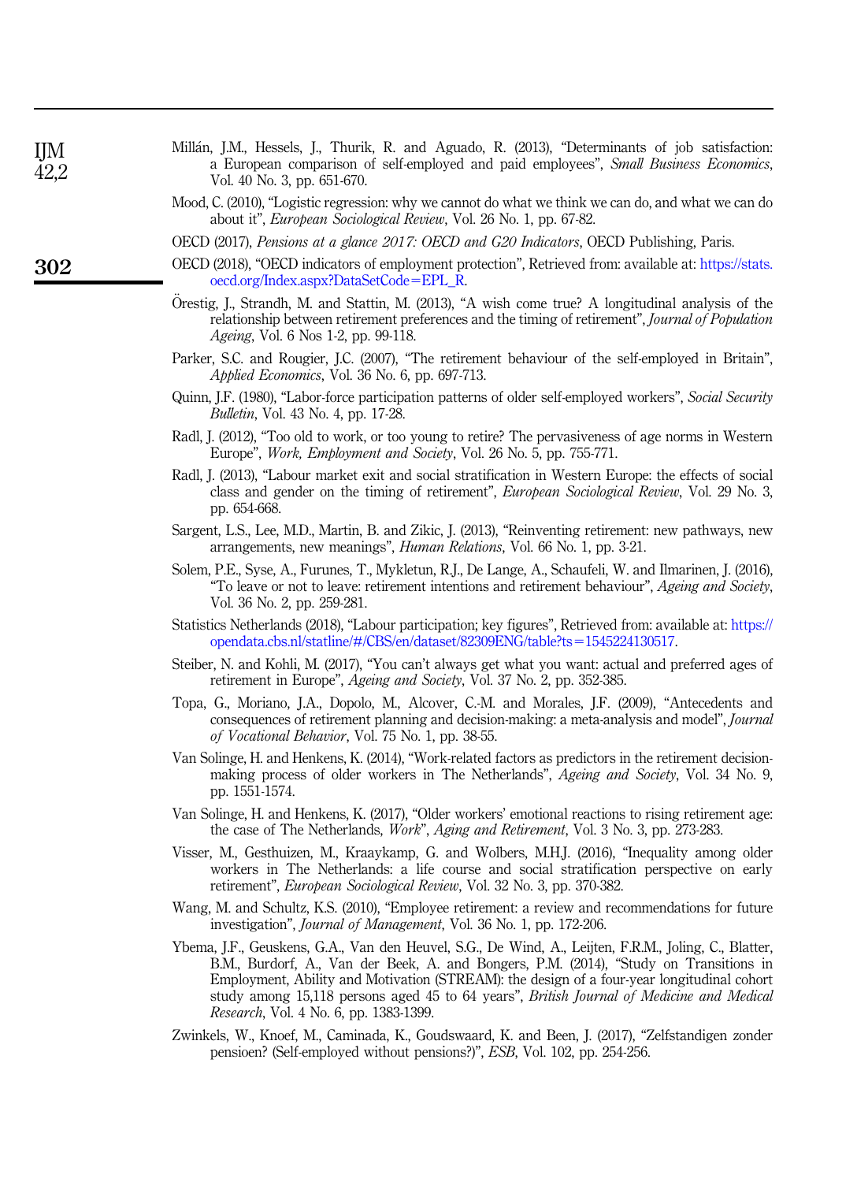Millán, J.M., Hessels, J., Thurik, R. and Aguado, R. (2013), "Determinants of job satisfaction: a European comparison of self-employed and paid employees", *Small Business Economics*, Vol. 40 No. 3, pp. 651-670.

Mood, C. (2010), "Logistic regression: why we cannot do what we think we can do, and what we can do about it", *European Sociological Review*, Vol. 26 No. 1, pp. 67-82.

OECD (2017), *Pensions at a glance 2017: OECD and G20 Indicators*, OECD Publishing, Paris.

OECD (2018), "OECD indicators of employment protection", Retrieved from: available at: https://stats.oecd.org/Index.aspx?DataSetCode=EPL_R.

Örestig, J., Strandh, M. and Stattin, M. (2013), "A wish come true? A longitudinal analysis of the relationship between retirement preferences and the timing of retirement", *Journal of Population Ageing*, Vol. 6 Nos 1-2, pp. 99-118.

Parker, S.C. and Rougier, J.C. (2007), "The retirement behaviour of the self-employed in Britain", *Applied Economics*, Vol. 36 No. 6, pp. 697-713.

Quinn, J.F. (1980), "Labor-force participation patterns of older self-employed workers", *Social Security Bulletin*, Vol. 43 No. 4, pp. 17-28.

Radl, J. (2012), "Too old to work, or too young to retire? The pervasiveness of age norms in Western Europe", *Work, Employment and Society*, Vol. 26 No. 5, pp. 755-771.

Radl, J. (2013), "Labour market exit and social stratification in Western Europe: the effects of social class and gender on the timing of retirement", *European Sociological Review*, Vol. 29 No. 3, pp. 654-668.

Sargent, L.S., Lee, M.D., Martin, B. and Zikic, J. (2013), "Reinventing retirement: new pathways, new arrangements, new meanings", *Human Relations*, Vol. 66 No. 1, pp. 3-21.

Solem, P.E., Syse, A., Furunes, T., Mykletun, R.J., De Lange, A., Schaufeli, W. and Ilmarinen, J. (2016), "To leave or not to leave: retirement intentions and retirement behaviour", *Ageing and Society*, Vol. 36 No. 2, pp. 259-281.

Statistics Netherlands (2018), "Labour participation; key figures", Retrieved from: available at: https://opendata.cbs.nl/statline/#/CBS/en/dataset/82309ENG/table?ts=1545224130517.

Steiber, N. and Kohli, M. (2017), "You can't always get what you want: actual and preferred ages of retirement in Europe", *Ageing and Society*, Vol. 37 No. 2, pp. 352-385.

Topa, G., Moriano, J.A., Dopolo, M., Alcover, C.-M. and Morales, J.F. (2009), "Antecedents and consequences of retirement planning and decision-making: a meta-analysis and model", *Journal of Vocational Behavior*, Vol. 75 No. 1, pp. 38-55.

Van Solinge, H. and Henkens, K. (2014), "Work-related factors as predictors in the retirement decision-making process of older workers in The Netherlands", *Ageing and Society*, Vol. 34 No. 9, pp. 1551-1574.

Van Solinge, H. and Henkens, K. (2017), "Older workers' emotional reactions to rising retirement age: the case of The Netherlands, *Work*", *Aging and Retirement*, Vol. 3 No. 3, pp. 273-283.

Visser, M., Gesthuizen, M., Kraaykamp, G. and Wolbers, M.H.J. (2016), "Inequality among older workers in The Netherlands: a life course and social stratification perspective on early retirement", *European Sociological Review*, Vol. 32 No. 3, pp. 370-382.

Wang, M. and Schultz, K.S. (2010), "Employee retirement: a review and recommendations for future investigation", *Journal of Management*, Vol. 36 No. 1, pp. 172-206.

Ybema, J.F., Geuskens, G.A., Van den Heuvel, S.G., De Wind, A., Leijten, F.R.M., Joling, C., Blatter, B.M., Burdorf, A., Van der Beek, A. and Bongers, P.M. (2014), "Study on Transitions in Employment, Ability and Motivation (STREAM): the design of a four-year longitudinal cohort study among 15,118 persons aged 45 to 64 years", *British Journal of Medicine and Medical Research*, Vol. 4 No. 6, pp. 1383-1399.

Zwinkels, W., Knoef, M., Caminada, K., Goudswaard, K. and Been, J. (2017), "Zelfstandigen zonder pensioen? (Self-employed without pensions?)", *ESB*, Vol. 102, pp. 254-256.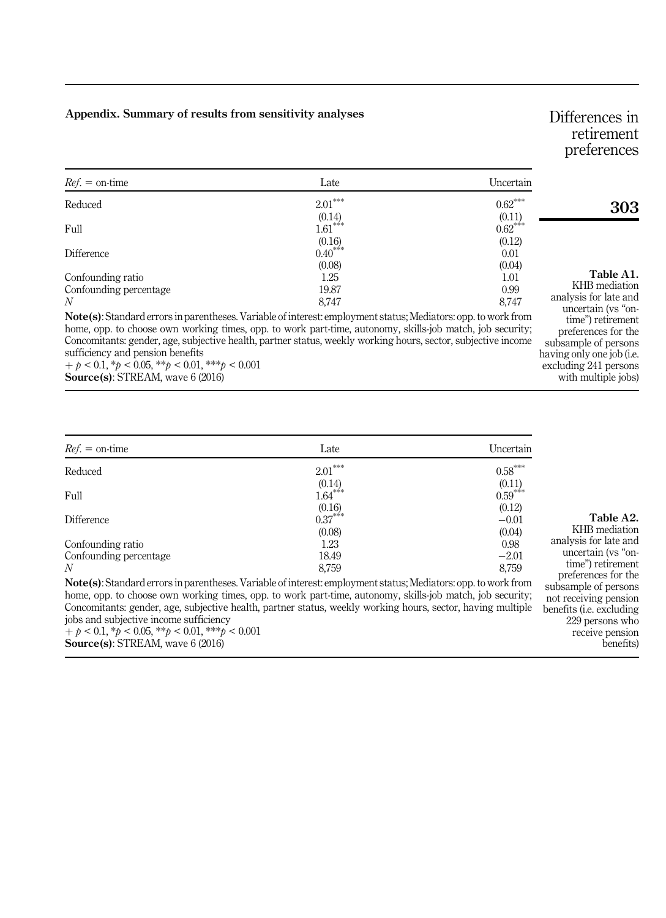## Appendix. Summary of results from sensitivity analyses

**Table A1.** KHB mediation analysis for late and uncertain (vs "on-time") retirement preferences for the subsample of persons having only one job (i.e. excluding 241 persons with multiple jobs)

| *Ref.* = on-time | Late | Uncertain |
|---|---|---|
| Reduced | $2.01^{***}$ | $0.62^{***}$ |
| | (0.14) | (0.11) |
| Full | $1.61^{***}$ | $0.62^{***}$ |
| | (0.16) | (0.12) |
| Difference | $0.40^{***}$ | 0.01 |
| | (0.08) | (0.04) |
| Confounding ratio | 1.25 | 1.01 |
| Confounding percentage | 19.87 | 0.99 |
| *N* | 8,747 | 8,747 |

**Note(s)**: Standard errors in parentheses. Variable of interest: employment status; Mediators: opp. to work from home, opp. to choose own working times, opp. to work part-time, autonomy, skills-job match, job security; Concomitants: gender, age, subjective health, partner status, weekly working hours, sector, subjective income sufficiency and pension benefits

$+ p < 0.1$, $^{*}p < 0.05$, $^{**}p < 0.01$, $^{***}p < 0.001$

**Source(s)**: STREAM, wave 6 (2016)

**Table A2.** KHB mediation analysis for late and uncertain (vs "on-time") retirement preferences for the subsample of persons not receiving pension benefits (i.e. excluding 229 persons who receive pension benefits)

| *Ref.* = on-time | Late | Uncertain |
|---|---|---|
| Reduced | $2.01^{***}$ | $0.58^{***}$ |
| | (0.14) | (0.11) |
| Full | $1.64^{***}$ | $0.59^{***}$ |
| | (0.16) | (0.12) |
| Difference | $0.37^{***}$ | −0.01 |
| | (0.08) | (0.04) |
| Confounding ratio | 1.23 | 0.98 |
| Confounding percentage | 18.49 | −2.01 |
| *N* | 8,759 | 8,759 |

**Note(s)**: Standard errors in parentheses. Variable of interest: employment status; Mediators: opp. to work from home, opp. to choose own working times, opp. to work part-time, autonomy, skills-job match, job security; Concomitants: gender, age, subjective health, partner status, weekly working hours, sector, having multiple jobs and subjective income sufficiency

$+ p < 0.1$, $^{*}p < 0.05$, $^{**}p < 0.01$, $^{***}p < 0.001$

**Source(s)**: STREAM, wave 6 (2016)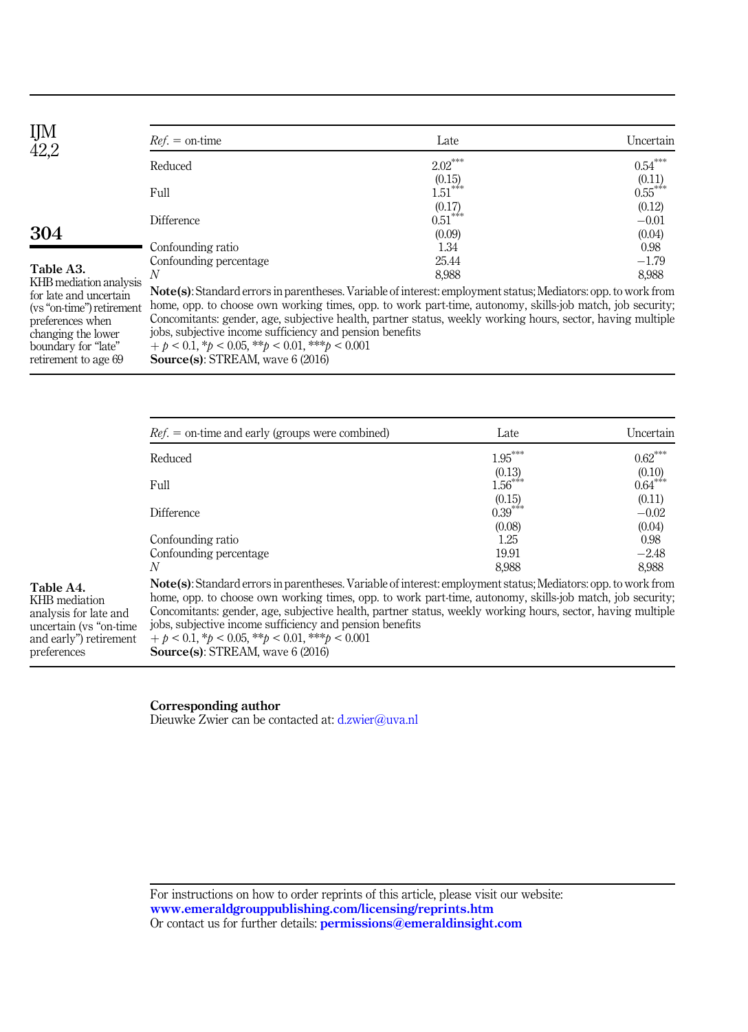**Table A3.** KHB mediation analysis for late and uncertain (vs "on-time") retirement preferences when changing the lower boundary for "late" retirement to age 69

| *Ref.* = on-time | Late | Uncertain |
|---|---|---|
| Reduced | 2.02*** | 0.54*** |
| | (0.15) | (0.11) |
| Full | 1.51*** | 0.55*** |
| | (0.17) | (0.12) |
| Difference | 0.51*** | −0.01 |
| | (0.09) | (0.04) |
| Confounding ratio | 1.34 | 0.98 |
| Confounding percentage | 25.44 | −1.79 |
| *N* | 8,988 | 8,988 |

**Note(s)**: Standard errors in parentheses. Variable of interest: employment status; Mediators: opp. to work from home, opp. to choose own working times, opp. to work part-time, autonomy, skills-job match, job security; Concomitants: gender, age, subjective health, partner status, weekly working hours, sector, having multiple jobs, subjective income sufficiency and pension benefits

$+\ p < 0.1$, $*p < 0.05$, $**p < 0.01$, $***p < 0.001$

**Source(s)**: STREAM, wave 6 (2016)

**Table A4.** KHB mediation analysis for late and uncertain (vs "on-time and early") retirement preferences

| *Ref.* = on-time and early (groups were combined) | Late | Uncertain |
|---|---|---|
| Reduced | 1.95*** | 0.62*** |
| | (0.13) | (0.10) |
| Full | 1.56*** | 0.64*** |
| | (0.15) | (0.11) |
| Difference | 0.39*** | −0.02 |
| | (0.08) | (0.04) |
| Confounding ratio | 1.25 | 0.98 |
| Confounding percentage | 19.91 | −2.48 |
| *N* | 8,988 | 8,988 |

**Note(s)**: Standard errors in parentheses. Variable of interest: employment status; Mediators: opp. to work from home, opp. to choose own working times, opp. to work part-time, autonomy, skills-job match, job security; Concomitants: gender, age, subjective health, partner status, weekly working hours, sector, having multiple jobs, subjective income sufficiency and pension benefits

$+\ p < 0.1$, $*p < 0.05$, $**p < 0.01$, $***p < 0.001$

**Source(s)**: STREAM, wave 6 (2016)

**Corresponding author**

Dieuwke Zwier can be contacted at: d.zwier@uva.nl

For instructions on how to order reprints of this article, please visit our website:
**www.emeraldgrouppublishing.com/licensing/reprints.htm**
Or contact us for further details: **permissions@emeraldinsight.com**